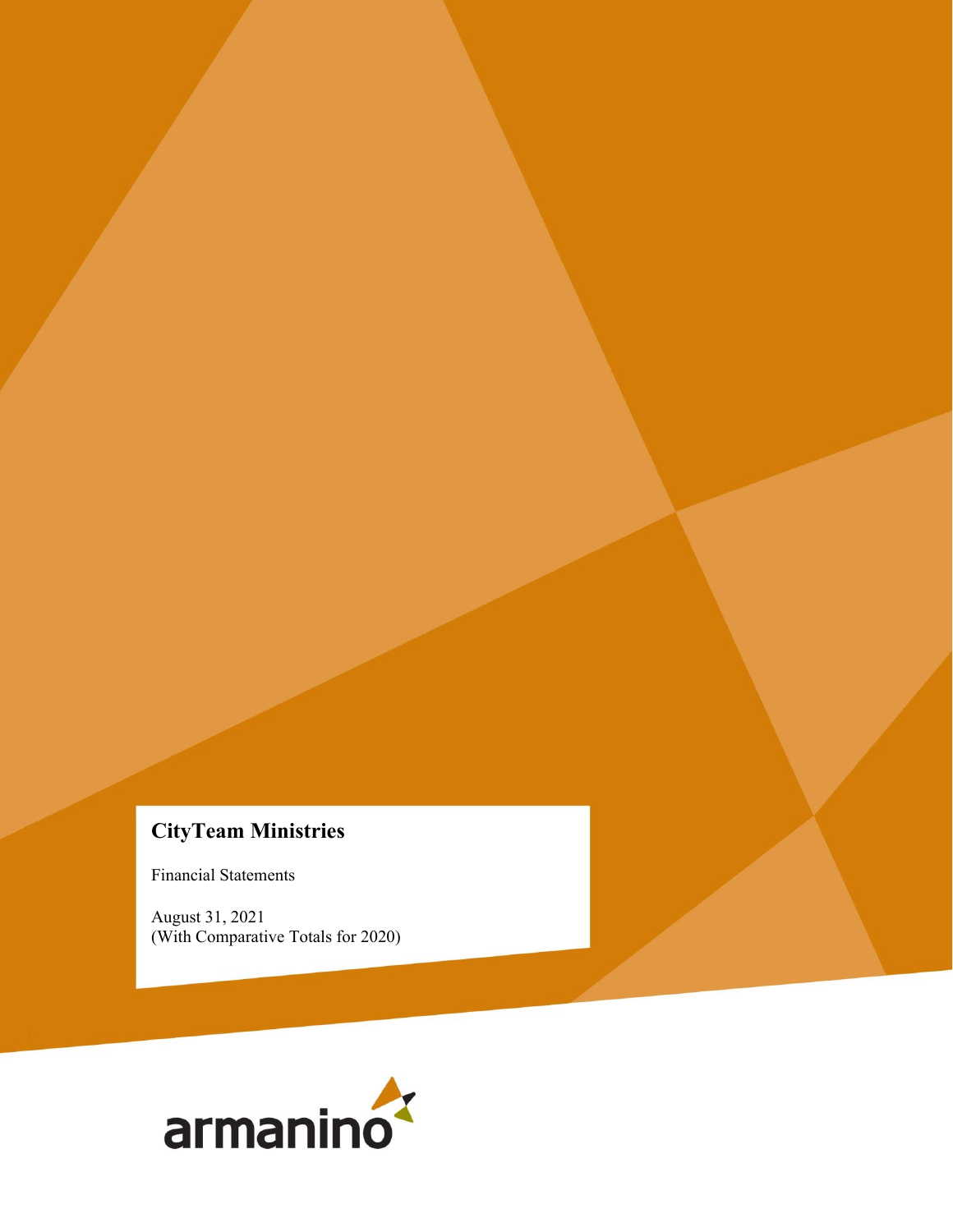# CityTeam Ministries

Financial Statements

August 31, 2021
(With Comparative Totals for 2020)

armanino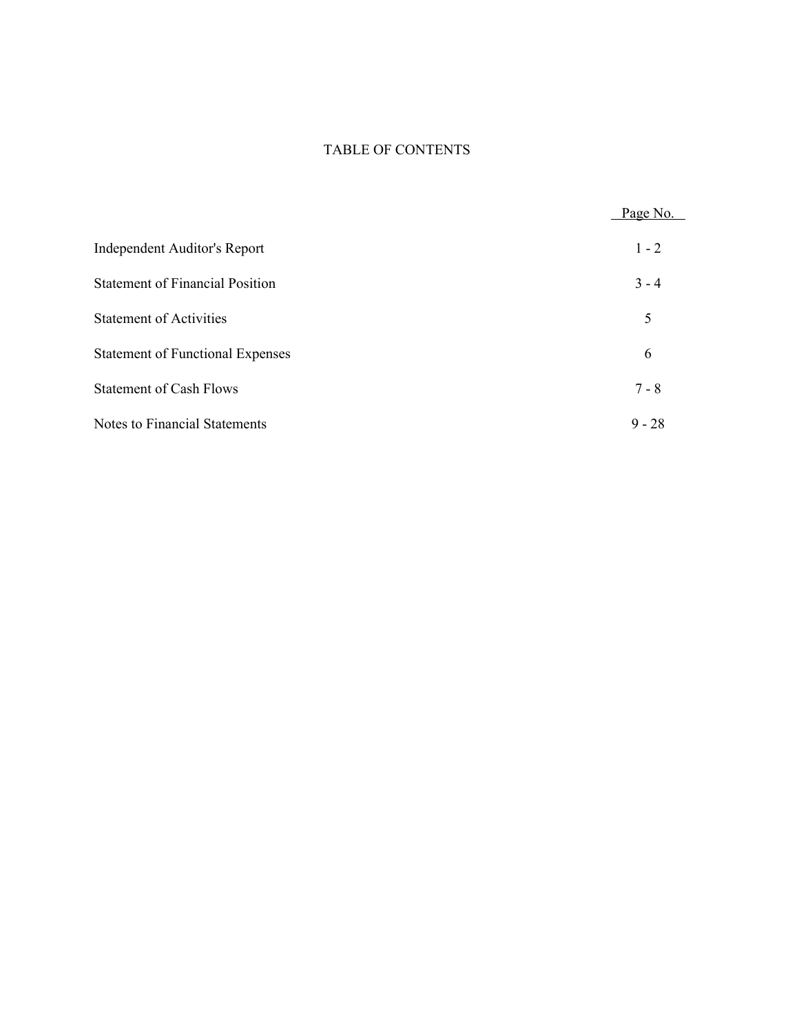# TABLE OF CONTENTS

| | Page No. |
|---|---|
| Independent Auditor's Report | 1 - 2 |
| Statement of Financial Position | 3 - 4 |
| Statement of Activities | 5 |
| Statement of Functional Expenses | 6 |
| Statement of Cash Flows | 7 - 8 |
| Notes to Financial Statements | 9 - 28 |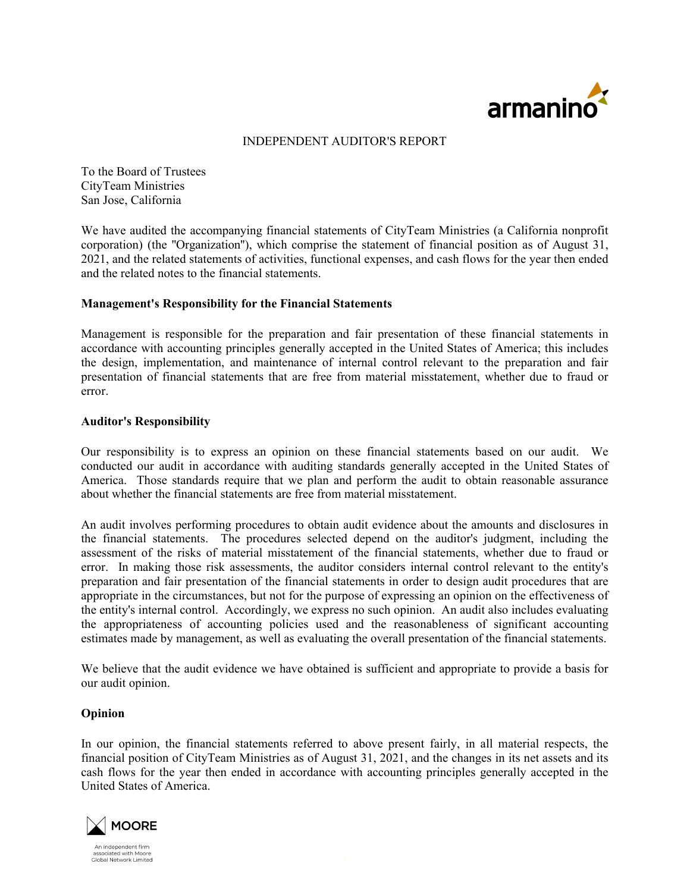armanino

INDEPENDENT AUDITOR'S REPORT

To the Board of Trustees
CityTeam Ministries
San Jose, California

We have audited the accompanying financial statements of CityTeam Ministries (a California nonprofit corporation) (the "Organization"), which comprise the statement of financial position as of August 31, 2021, and the related statements of activities, functional expenses, and cash flows for the year then ended and the related notes to the financial statements.

**Management's Responsibility for the Financial Statements**

Management is responsible for the preparation and fair presentation of these financial statements in accordance with accounting principles generally accepted in the United States of America; this includes the design, implementation, and maintenance of internal control relevant to the preparation and fair presentation of financial statements that are free from material misstatement, whether due to fraud or error.

**Auditor's Responsibility**

Our responsibility is to express an opinion on these financial statements based on our audit. We conducted our audit in accordance with auditing standards generally accepted in the United States of America. Those standards require that we plan and perform the audit to obtain reasonable assurance about whether the financial statements are free from material misstatement.

An audit involves performing procedures to obtain audit evidence about the amounts and disclosures in the financial statements. The procedures selected depend on the auditor's judgment, including the assessment of the risks of material misstatement of the financial statements, whether due to fraud or error. In making those risk assessments, the auditor considers internal control relevant to the entity's preparation and fair presentation of the financial statements in order to design audit procedures that are appropriate in the circumstances, but not for the purpose of expressing an opinion on the effectiveness of the entity's internal control. Accordingly, we express no such opinion. An audit also includes evaluating the appropriateness of accounting policies used and the reasonableness of significant accounting estimates made by management, as well as evaluating the overall presentation of the financial statements.

We believe that the audit evidence we have obtained is sufficient and appropriate to provide a basis for our audit opinion.

**Opinion**

In our opinion, the financial statements referred to above present fairly, in all material respects, the financial position of CityTeam Ministries as of August 31, 2021, and the changes in its net assets and its cash flows for the year then ended in accordance with accounting principles generally accepted in the United States of America.

MOORE

An independent firm associated with Moore Global Network Limited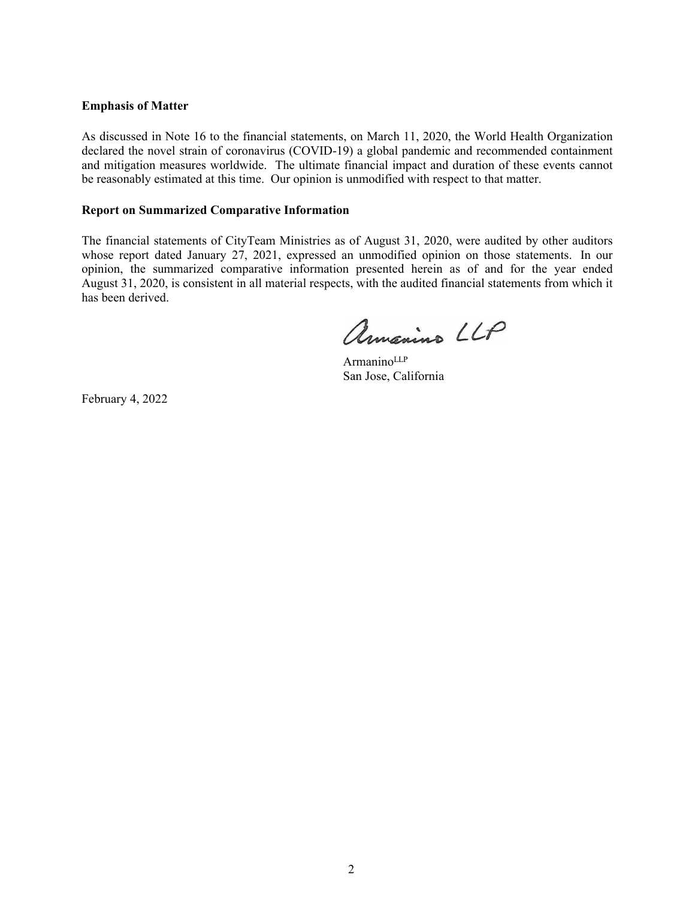**Emphasis of Matter**

As discussed in Note 16 to the financial statements, on March 11, 2020, the World Health Organization declared the novel strain of coronavirus (COVID-19) a global pandemic and recommended containment and mitigation measures worldwide. The ultimate financial impact and duration of these events cannot be reasonably estimated at this time. Our opinion is unmodified with respect to that matter.

**Report on Summarized Comparative Information**

The financial statements of CityTeam Ministries as of August 31, 2020, were audited by other auditors whose report dated January 27, 2021, expressed an unmodified opinion on those statements. In our opinion, the summarized comparative information presented herein as of and for the year ended August 31, 2020, is consistent in all material respects, with the audited financial statements from which it has been derived.

Armanino LLP

Armanino LLP
San Jose, California

February 4, 2022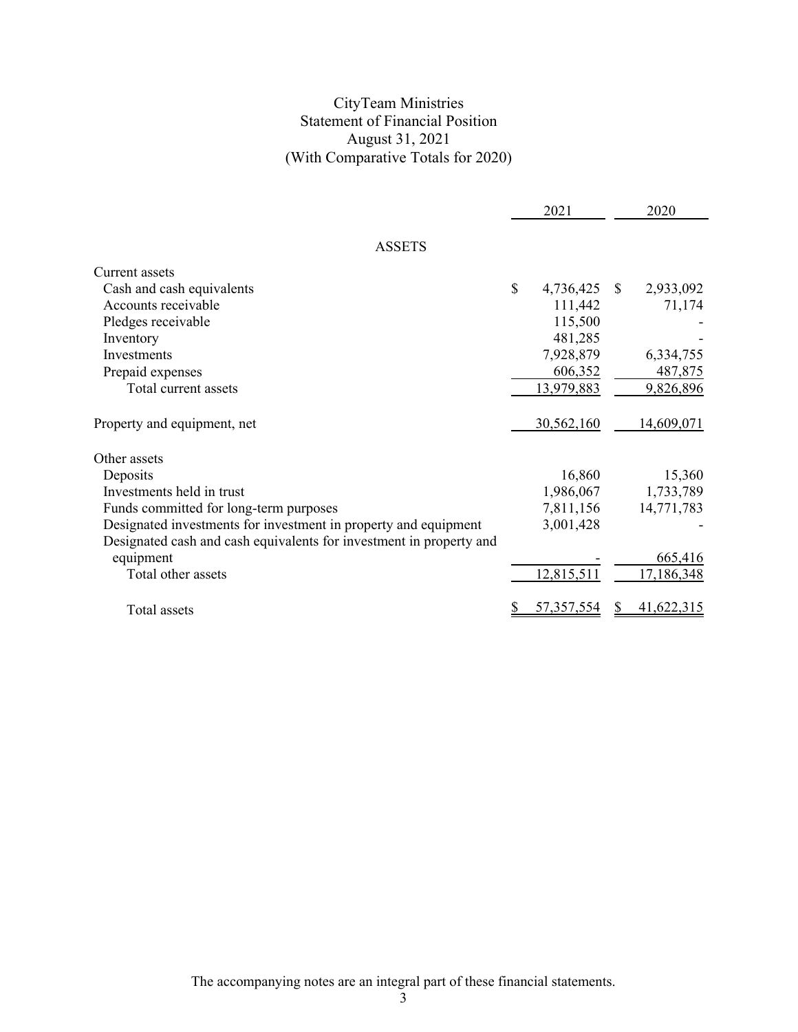# CityTeam Ministries
## Statement of Financial Position
### August 31, 2021
### (With Comparative Totals for 2020)

| | 2021 | 2020 |
|---|---|---|
| **ASSETS** | | |
| Current assets | | |
| Cash and cash equivalents | $ 4,736,425 | $ 2,933,092 |
| Accounts receivable | 111,442 | 71,174 |
| Pledges receivable | 115,500 | - |
| Inventory | 481,285 | - |
| Investments | 7,928,879 | 6,334,755 |
| Prepaid expenses | 606,352 | 487,875 |
| Total current assets | 13,979,883 | 9,826,896 |
| Property and equipment, net | 30,562,160 | 14,609,071 |
| Other assets | | |
| Deposits | 16,860 | 15,360 |
| Investments held in trust | 1,986,067 | 1,733,789 |
| Funds committed for long-term purposes | 7,811,156 | 14,771,783 |
| Designated investments for investment in property and equipment | 3,001,428 | - |
| Designated cash and cash equivalents for investment in property and equipment | - | 665,416 |
| Total other assets | 12,815,511 | 17,186,348 |
| Total assets | $ 57,357,554 | $ 41,622,315 |

The accompanying notes are an integral part of these financial statements.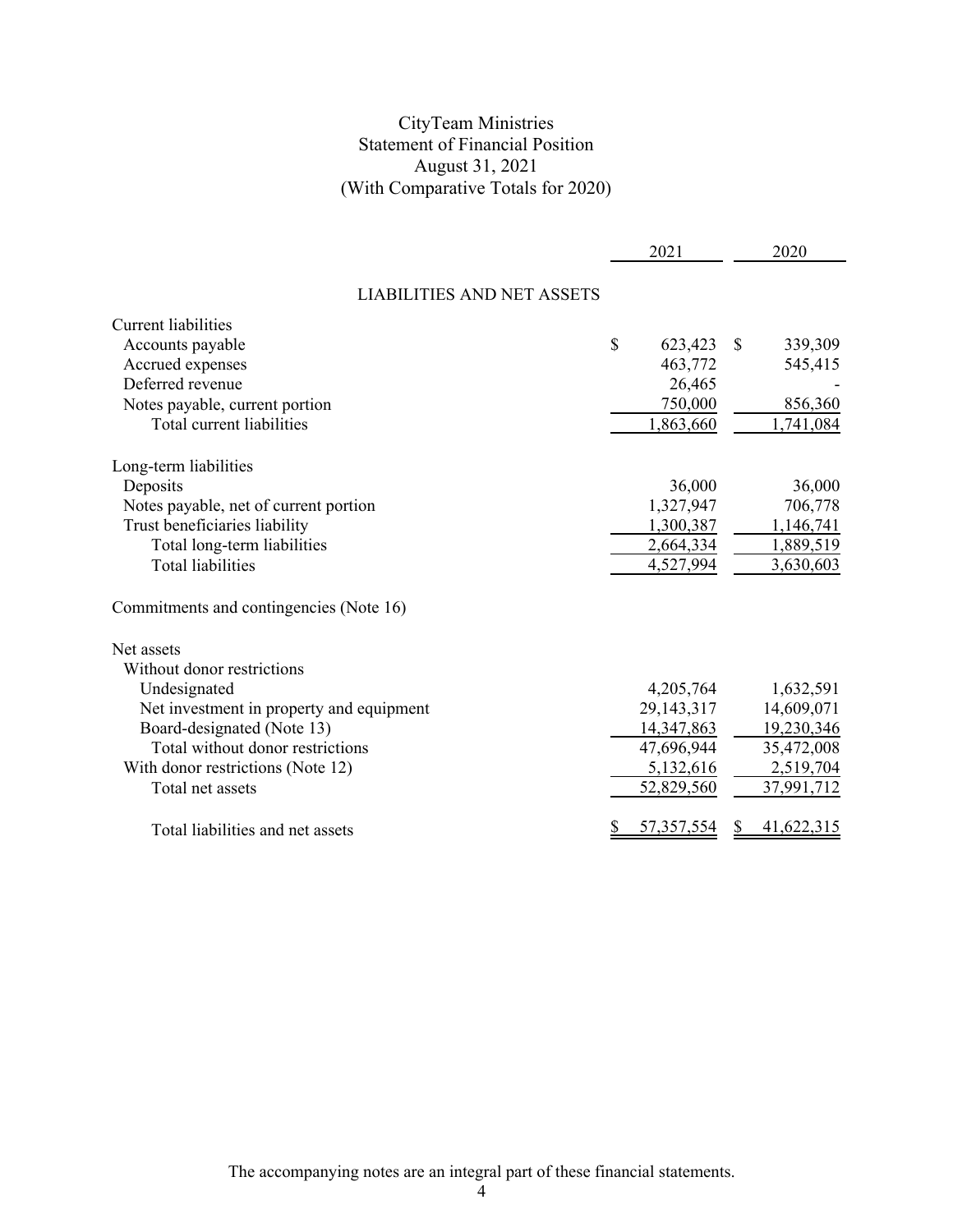# CityTeam Ministries
## Statement of Financial Position
### August 31, 2021
### (With Comparative Totals for 2020)

| | 2021 | 2020 |
|---|---|---|
| **LIABILITIES AND NET ASSETS** | | |
| Current liabilities | | |
| Accounts payable | $ 623,423 | $ 339,309 |
| Accrued expenses | 463,772 | 545,415 |
| Deferred revenue | 26,465 | - |
| Notes payable, current portion | 750,000 | 856,360 |
| Total current liabilities | 1,863,660 | 1,741,084 |
| Long-term liabilities | | |
| Deposits | 36,000 | 36,000 |
| Notes payable, net of current portion | 1,327,947 | 706,778 |
| Trust beneficiaries liability | 1,300,387 | 1,146,741 |
| Total long-term liabilities | 2,664,334 | 1,889,519 |
| Total liabilities | 4,527,994 | 3,630,603 |
| Commitments and contingencies (Note 16) | | |
| Net assets | | |
| Without donor restrictions | | |
| Undesignated | 4,205,764 | 1,632,591 |
| Net investment in property and equipment | 29,143,317 | 14,609,071 |
| Board-designated (Note 13) | 14,347,863 | 19,230,346 |
| Total without donor restrictions | 47,696,944 | 35,472,008 |
| With donor restrictions (Note 12) | 5,132,616 | 2,519,704 |
| Total net assets | 52,829,560 | 37,991,712 |
| Total liabilities and net assets | $ 57,357,554 | $ 41,622,315 |

The accompanying notes are an integral part of these financial statements.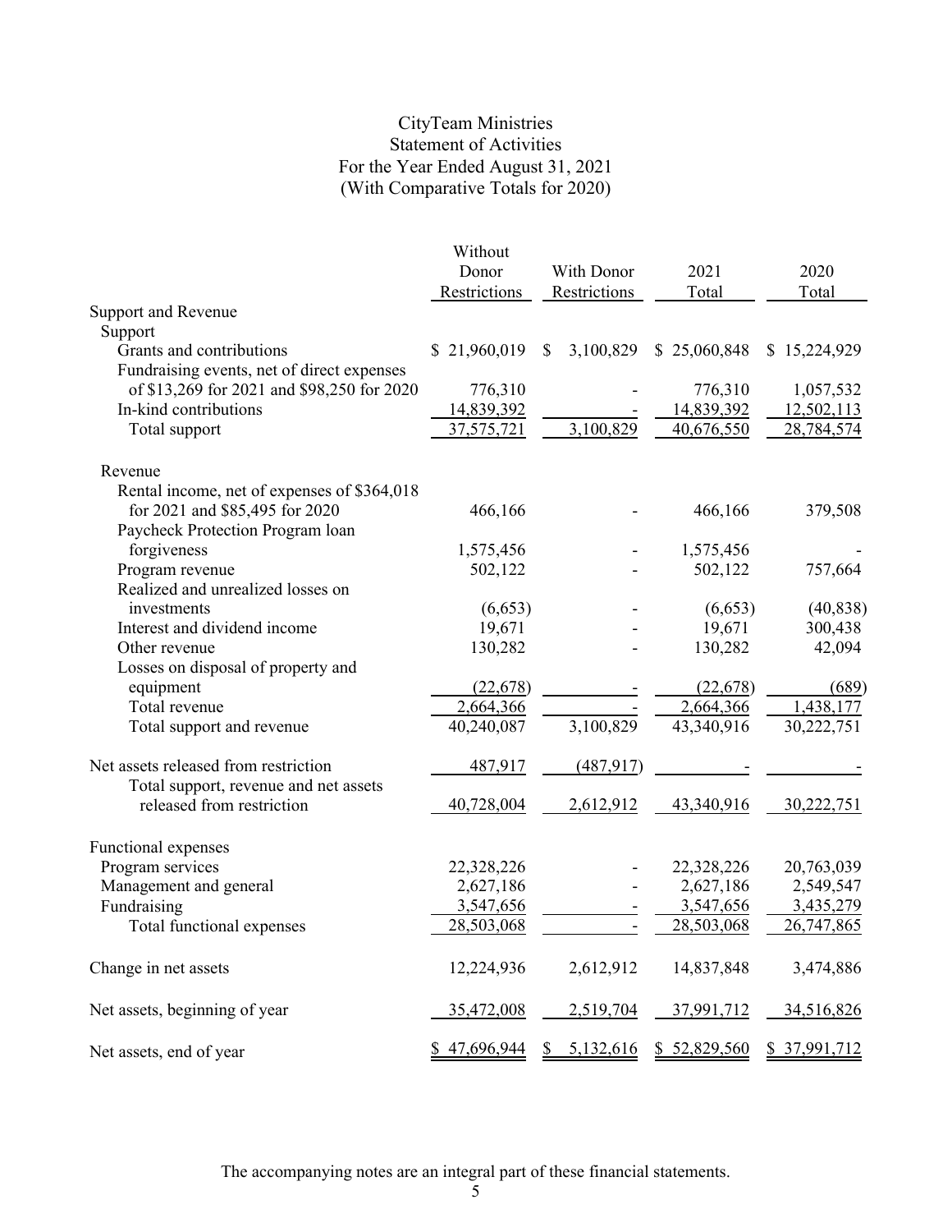# CityTeam Ministries
## Statement of Activities
### For the Year Ended August 31, 2021
### (With Comparative Totals for 2020)

| | Without Donor Restrictions | With Donor Restrictions | 2021 Total | 2020 Total |
|---|---|---|---|---|
| **Support and Revenue** | | | | |
| Support | | | | |
| Grants and contributions | $ 21,960,019 | $ 3,100,829 | $ 25,060,848 | $ 15,224,929 |
| Fundraising events, net of direct expenses of $13,269 for 2021 and $98,250 for 2020 | 776,310 | - | 776,310 | 1,057,532 |
| In-kind contributions | 14,839,392 | - | 14,839,392 | 12,502,113 |
| Total support | 37,575,721 | 3,100,829 | 40,676,550 | 28,784,574 |
| Revenue | | | | |
| Rental income, net of expenses of $364,018 for 2021 and $85,495 for 2020 | 466,166 | - | 466,166 | 379,508 |
| Paycheck Protection Program loan forgiveness | 1,575,456 | - | 1,575,456 | - |
| Program revenue | 502,122 | - | 502,122 | 757,664 |
| Realized and unrealized losses on investments | (6,653) | - | (6,653) | (40,838) |
| Interest and dividend income | 19,671 | - | 19,671 | 300,438 |
| Other revenue | 130,282 | - | 130,282 | 42,094 |
| Losses on disposal of property and equipment | (22,678) | - | (22,678) | (689) |
| Total revenue | 2,664,366 | - | 2,664,366 | 1,438,177 |
| Total support and revenue | 40,240,087 | 3,100,829 | 43,340,916 | 30,222,751 |
| Net assets released from restriction | 487,917 | (487,917) | - | - |
| Total support, revenue and net assets released from restriction | 40,728,004 | 2,612,912 | 43,340,916 | 30,222,751 |
| **Functional expenses** | | | | |
| Program services | 22,328,226 | - | 22,328,226 | 20,763,039 |
| Management and general | 2,627,186 | - | 2,627,186 | 2,549,547 |
| Fundraising | 3,547,656 | - | 3,547,656 | 3,435,279 |
| Total functional expenses | 28,503,068 | - | 28,503,068 | 26,747,865 |
| Change in net assets | 12,224,936 | 2,612,912 | 14,837,848 | 3,474,886 |
| Net assets, beginning of year | 35,472,008 | 2,519,704 | 37,991,712 | 34,516,826 |
| Net assets, end of year | $ 47,696,944 | $ 5,132,616 | $ 52,829,560 | $ 37,991,712 |

The accompanying notes are an integral part of these financial statements.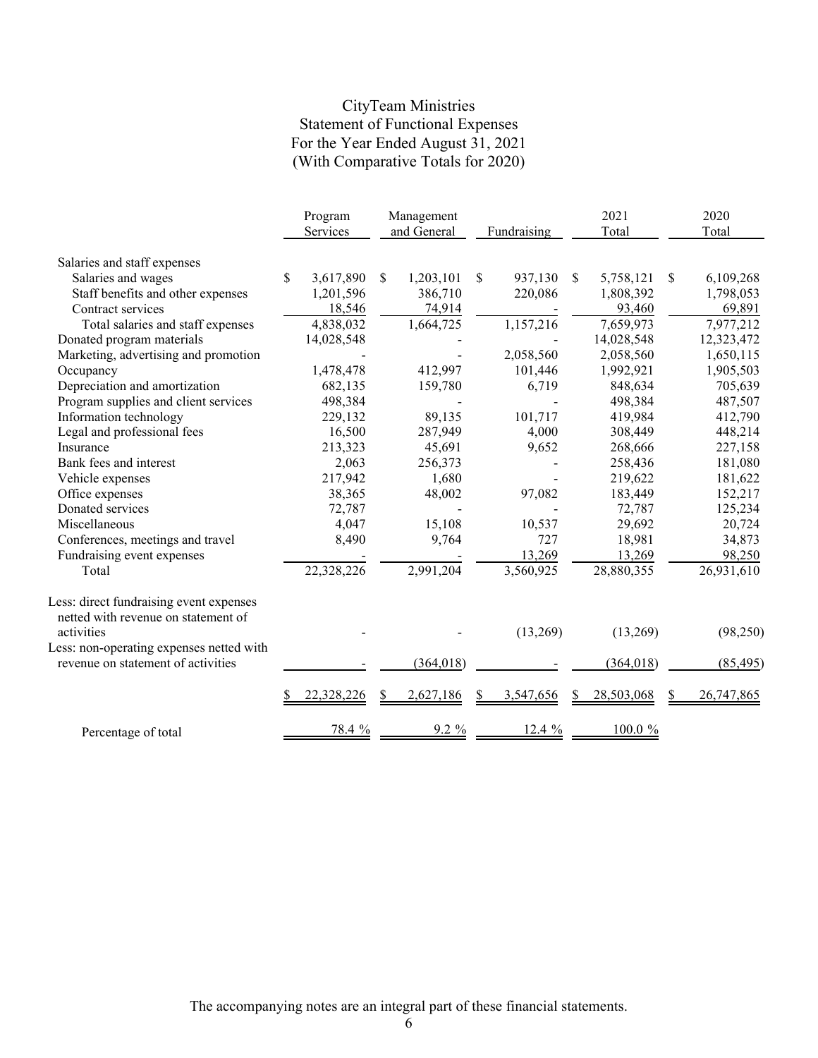# CityTeam Ministries
## Statement of Functional Expenses
### For the Year Ended August 31, 2021
### (With Comparative Totals for 2020)

| | Program Services | Management and General | Fundraising | 2021 Total | 2020 Total |
|---|---|---|---|---|---|
| Salaries and staff expenses | | | | | |
| Salaries and wages | $ 3,617,890 | $ 1,203,101 | $ 937,130 | $ 5,758,121 | $ 6,109,268 |
| Staff benefits and other expenses | 1,201,596 | 386,710 | 220,086 | 1,808,392 | 1,798,053 |
| Contract services | 18,546 | 74,914 | - | 93,460 | 69,891 |
| Total salaries and staff expenses | 4,838,032 | 1,664,725 | 1,157,216 | 7,659,973 | 7,977,212 |
| Donated program materials | 14,028,548 | - | - | 14,028,548 | 12,323,472 |
| Marketing, advertising and promotion | - | - | 2,058,560 | 2,058,560 | 1,650,115 |
| Occupancy | 1,478,478 | 412,997 | 101,446 | 1,992,921 | 1,905,503 |
| Depreciation and amortization | 682,135 | 159,780 | 6,719 | 848,634 | 705,639 |
| Program supplies and client services | 498,384 | - | - | 498,384 | 487,507 |
| Information technology | 229,132 | 89,135 | 101,717 | 419,984 | 412,790 |
| Legal and professional fees | 16,500 | 287,949 | 4,000 | 308,449 | 448,214 |
| Insurance | 213,323 | 45,691 | 9,652 | 268,666 | 227,158 |
| Bank fees and interest | 2,063 | 256,373 | - | 258,436 | 181,080 |
| Vehicle expenses | 217,942 | 1,680 | - | 219,622 | 181,622 |
| Office expenses | 38,365 | 48,002 | 97,082 | 183,449 | 152,217 |
| Donated services | 72,787 | - | - | 72,787 | 125,234 |
| Miscellaneous | 4,047 | 15,108 | 10,537 | 29,692 | 20,724 |
| Conferences, meetings and travel | 8,490 | 9,764 | 727 | 18,981 | 34,873 |
| Fundraising event expenses | - | - | 13,269 | 13,269 | 98,250 |
| Total | 22,328,226 | 2,991,204 | 3,560,925 | 28,880,355 | 26,931,610 |
| Less: direct fundraising event expenses netted with revenue on statement of activities | - | - | (13,269) | (13,269) | (98,250) |
| Less: non-operating expenses netted with revenue on statement of activities | - | (364,018) | - | (364,018) | (85,495) |
| | $ 22,328,226 | $ 2,627,186 | $ 3,547,656 | $ 28,503,068 | $ 26,747,865 |
| Percentage of total | 78.4 % | 9.2 % | 12.4 % | 100.0 % | |

The accompanying notes are an integral part of these financial statements.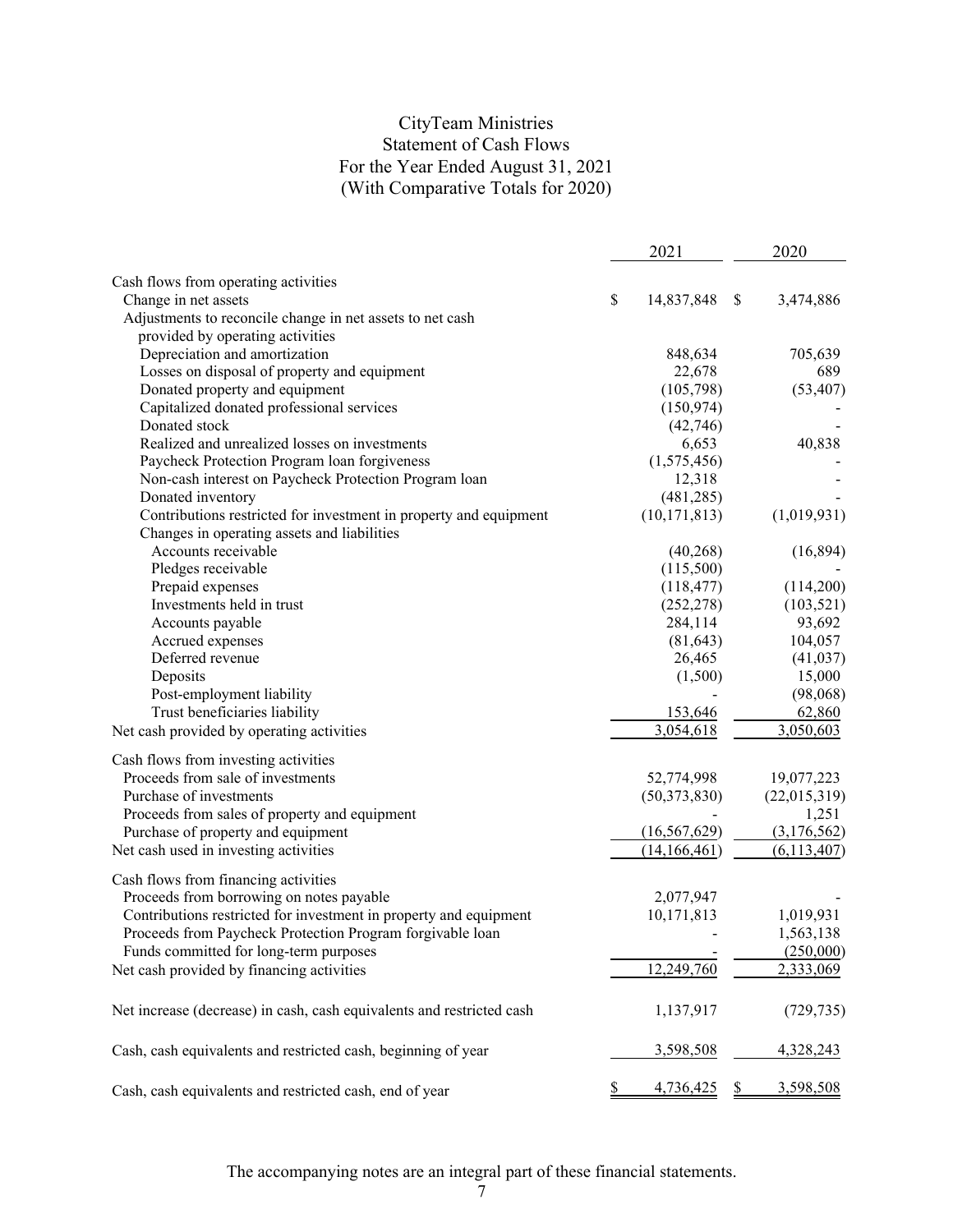# CityTeam Ministries
## Statement of Cash Flows
### For the Year Ended August 31, 2021
### (With Comparative Totals for 2020)

| | 2021 | 2020 |
|---|---|---|
| **Cash flows from operating activities** | | |
| Change in net assets | $ 14,837,848 | $ 3,474,886 |
| Adjustments to reconcile change in net assets to net cash provided by operating activities | | |
| Depreciation and amortization | 848,634 | 705,639 |
| Losses on disposal of property and equipment | 22,678 | 689 |
| Donated property and equipment | (105,798) | (53,407) |
| Capitalized donated professional services | (150,974) | - |
| Donated stock | (42,746) | - |
| Realized and unrealized losses on investments | 6,653 | 40,838 |
| Paycheck Protection Program loan forgiveness | (1,575,456) | - |
| Non-cash interest on Paycheck Protection Program loan | 12,318 | - |
| Donated inventory | (481,285) | - |
| Contributions restricted for investment in property and equipment | (10,171,813) | (1,019,931) |
| Changes in operating assets and liabilities | | |
| Accounts receivable | (40,268) | (16,894) |
| Pledges receivable | (115,500) | - |
| Prepaid expenses | (118,477) | (114,200) |
| Investments held in trust | (252,278) | (103,521) |
| Accounts payable | 284,114 | 93,692 |
| Accrued expenses | (81,643) | 104,057 |
| Deferred revenue | 26,465 | (41,037) |
| Deposits | (1,500) | 15,000 |
| Post-employment liability | - | (98,068) |
| Trust beneficiaries liability | 153,646 | 62,860 |
| Net cash provided by operating activities | 3,054,618 | 3,050,603 |
| **Cash flows from investing activities** | | |
| Proceeds from sale of investments | 52,774,998 | 19,077,223 |
| Purchase of investments | (50,373,830) | (22,015,319) |
| Proceeds from sales of property and equipment | - | 1,251 |
| Purchase of property and equipment | (16,567,629) | (3,176,562) |
| Net cash used in investing activities | (14,166,461) | (6,113,407) |
| **Cash flows from financing activities** | | |
| Proceeds from borrowing on notes payable | 2,077,947 | - |
| Contributions restricted for investment in property and equipment | 10,171,813 | 1,019,931 |
| Proceeds from Paycheck Protection Program forgivable loan | - | 1,563,138 |
| Funds committed for long-term purposes | - | (250,000) |
| Net cash provided by financing activities | 12,249,760 | 2,333,069 |
| Net increase (decrease) in cash, cash equivalents and restricted cash | 1,137,917 | (729,735) |
| Cash, cash equivalents and restricted cash, beginning of year | 3,598,508 | 4,328,243 |
| Cash, cash equivalents and restricted cash, end of year | $ 4,736,425 | $ 3,598,508 |

The accompanying notes are an integral part of these financial statements.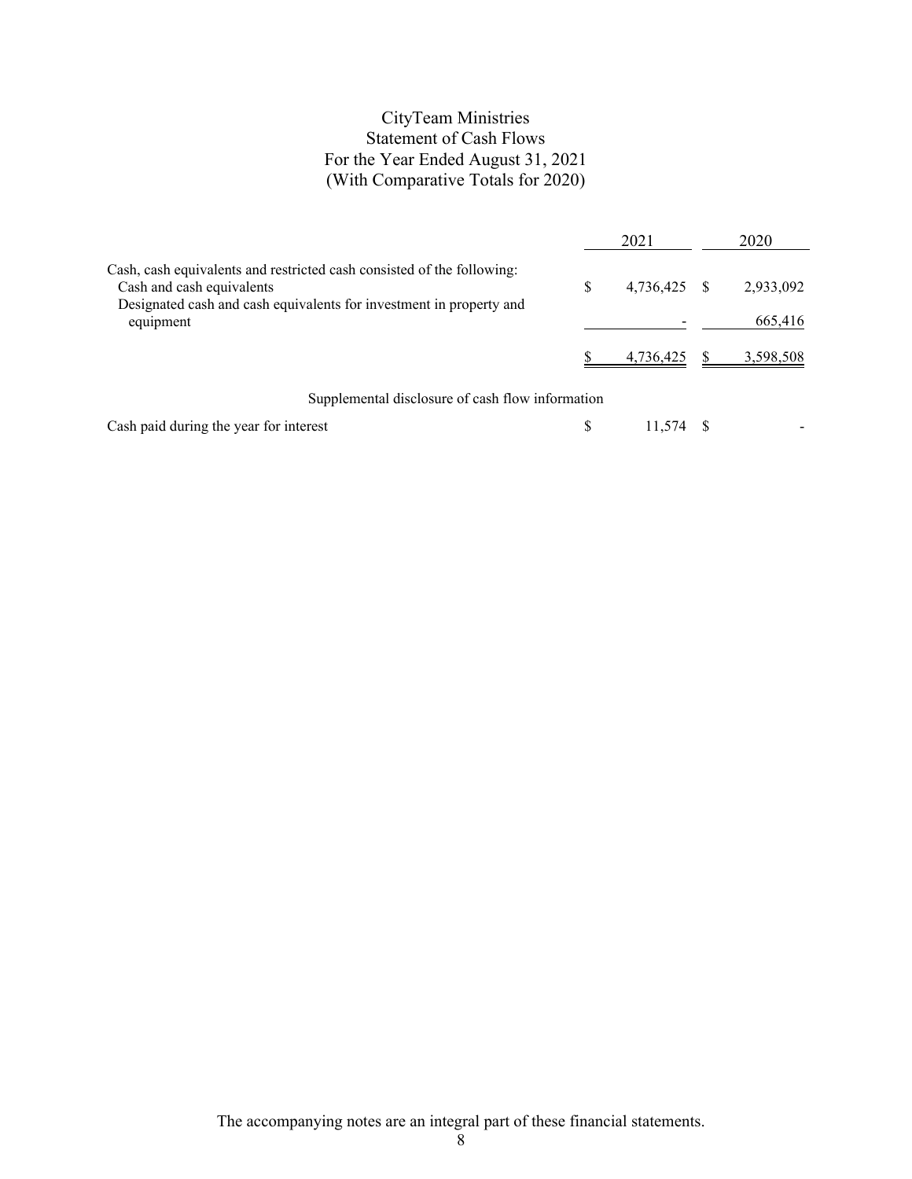# CityTeam Ministries
## Statement of Cash Flows
### For the Year Ended August 31, 2021
### (With Comparative Totals for 2020)

| | 2021 | 2020 |
|---|---|---|
| Cash, cash equivalents and restricted cash consisted of the following: | | |
| Cash and cash equivalents | $ 4,736,425 | $ 2,933,092 |
| Designated cash and cash equivalents for investment in property and equipment | - | 665,416 |
| | $ 4,736,425 | $ 3,598,508 |

Supplemental disclosure of cash flow information

| | 2021 | 2020 |
|---|---|---|
| Cash paid during the year for interest | $ 11,574 | $ - |

The accompanying notes are an integral part of these financial statements.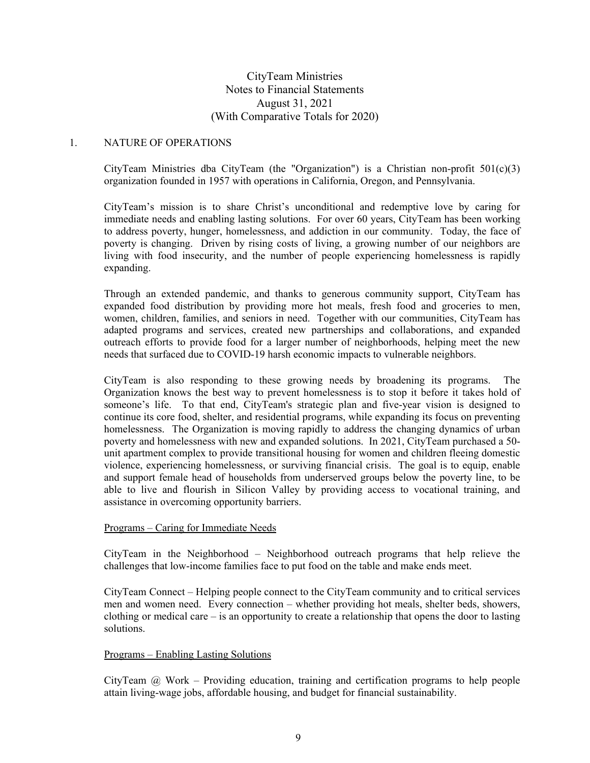# CityTeam Ministries
## Notes to Financial Statements
## August 31, 2021
## (With Comparative Totals for 2020)

## 1. NATURE OF OPERATIONS

CityTeam Ministries dba CityTeam (the "Organization") is a Christian non-profit 501(c)(3) organization founded in 1957 with operations in California, Oregon, and Pennsylvania.

CityTeam's mission is to share Christ's unconditional and redemptive love by caring for immediate needs and enabling lasting solutions. For over 60 years, CityTeam has been working to address poverty, hunger, homelessness, and addiction in our community. Today, the face of poverty is changing. Driven by rising costs of living, a growing number of our neighbors are living with food insecurity, and the number of people experiencing homelessness is rapidly expanding.

Through an extended pandemic, and thanks to generous community support, CityTeam has expanded food distribution by providing more hot meals, fresh food and groceries to men, women, children, families, and seniors in need. Together with our communities, CityTeam has adapted programs and services, created new partnerships and collaborations, and expanded outreach efforts to provide food for a larger number of neighborhoods, helping meet the new needs that surfaced due to COVID-19 harsh economic impacts to vulnerable neighbors.

CityTeam is also responding to these growing needs by broadening its programs. The Organization knows the best way to prevent homelessness is to stop it before it takes hold of someone's life. To that end, CityTeam's strategic plan and five-year vision is designed to continue its core food, shelter, and residential programs, while expanding its focus on preventing homelessness. The Organization is moving rapidly to address the changing dynamics of urban poverty and homelessness with new and expanded solutions. In 2021, CityTeam purchased a 50-unit apartment complex to provide transitional housing for women and children fleeing domestic violence, experiencing homelessness, or surviving financial crisis. The goal is to equip, enable and support female head of households from underserved groups below the poverty line, to be able to live and flourish in Silicon Valley by providing access to vocational training, and assistance in overcoming opportunity barriers.

### Programs – Caring for Immediate Needs

CityTeam in the Neighborhood – Neighborhood outreach programs that help relieve the challenges that low-income families face to put food on the table and make ends meet.

CityTeam Connect – Helping people connect to the CityTeam community and to critical services men and women need. Every connection – whether providing hot meals, shelter beds, showers, clothing or medical care – is an opportunity to create a relationship that opens the door to lasting solutions.

### Programs – Enabling Lasting Solutions

CityTeam @ Work – Providing education, training and certification programs to help people attain living-wage jobs, affordable housing, and budget for financial sustainability.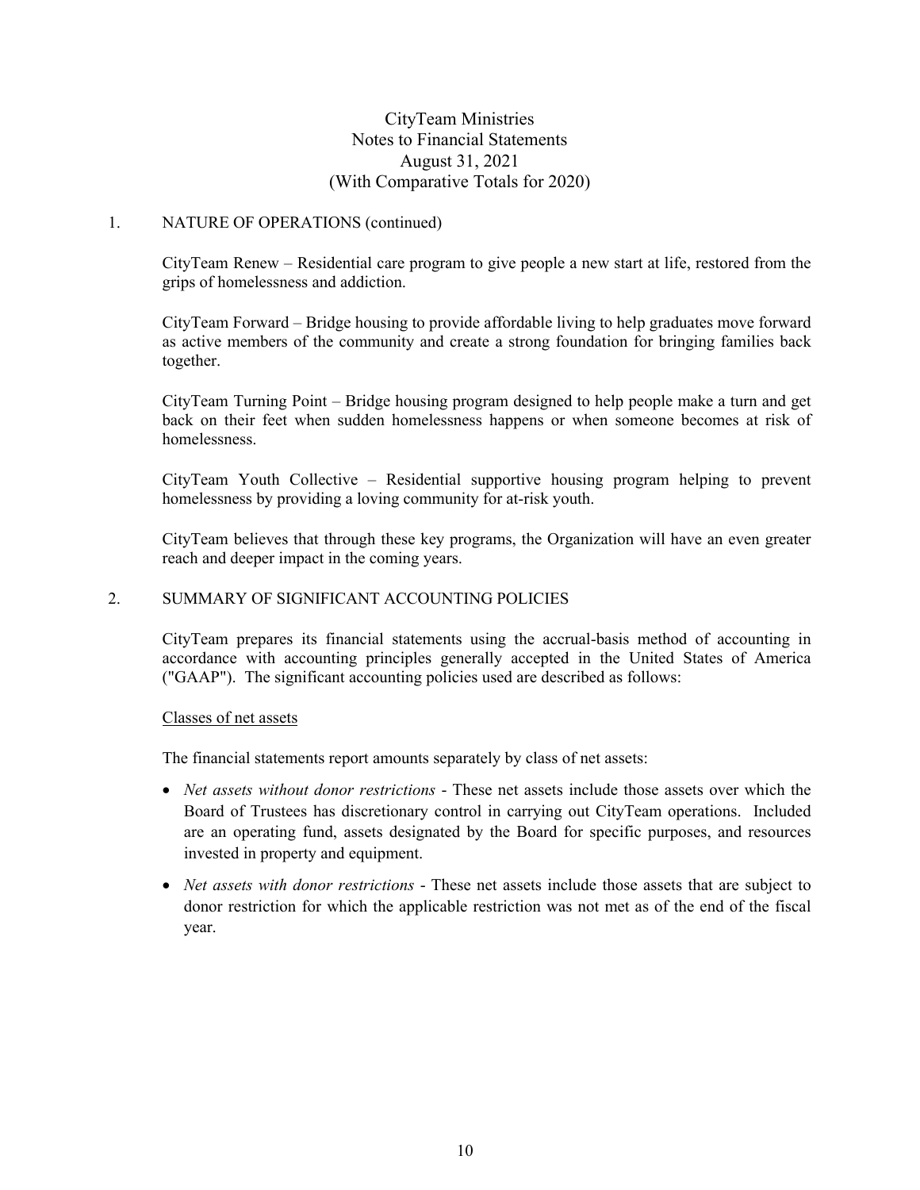CityTeam Ministries
Notes to Financial Statements
August 31, 2021
(With Comparative Totals for 2020)

1. NATURE OF OPERATIONS (continued)

CityTeam Renew – Residential care program to give people a new start at life, restored from the grips of homelessness and addiction.

CityTeam Forward – Bridge housing to provide affordable living to help graduates move forward as active members of the community and create a strong foundation for bringing families back together.

CityTeam Turning Point – Bridge housing program designed to help people make a turn and get back on their feet when sudden homelessness happens or when someone becomes at risk of homelessness.

CityTeam Youth Collective – Residential supportive housing program helping to prevent homelessness by providing a loving community for at-risk youth.

CityTeam believes that through these key programs, the Organization will have an even greater reach and deeper impact in the coming years.

2. SUMMARY OF SIGNIFICANT ACCOUNTING POLICIES

CityTeam prepares its financial statements using the accrual-basis method of accounting in accordance with accounting principles generally accepted in the United States of America ("GAAP"). The significant accounting policies used are described as follows:

Classes of net assets

The financial statements report amounts separately by class of net assets:

- *Net assets without donor restrictions* - These net assets include those assets over which the Board of Trustees has discretionary control in carrying out CityTeam operations. Included are an operating fund, assets designated by the Board for specific purposes, and resources invested in property and equipment.
- *Net assets with donor restrictions* - These net assets include those assets that are subject to donor restriction for which the applicable restriction was not met as of the end of the fiscal year.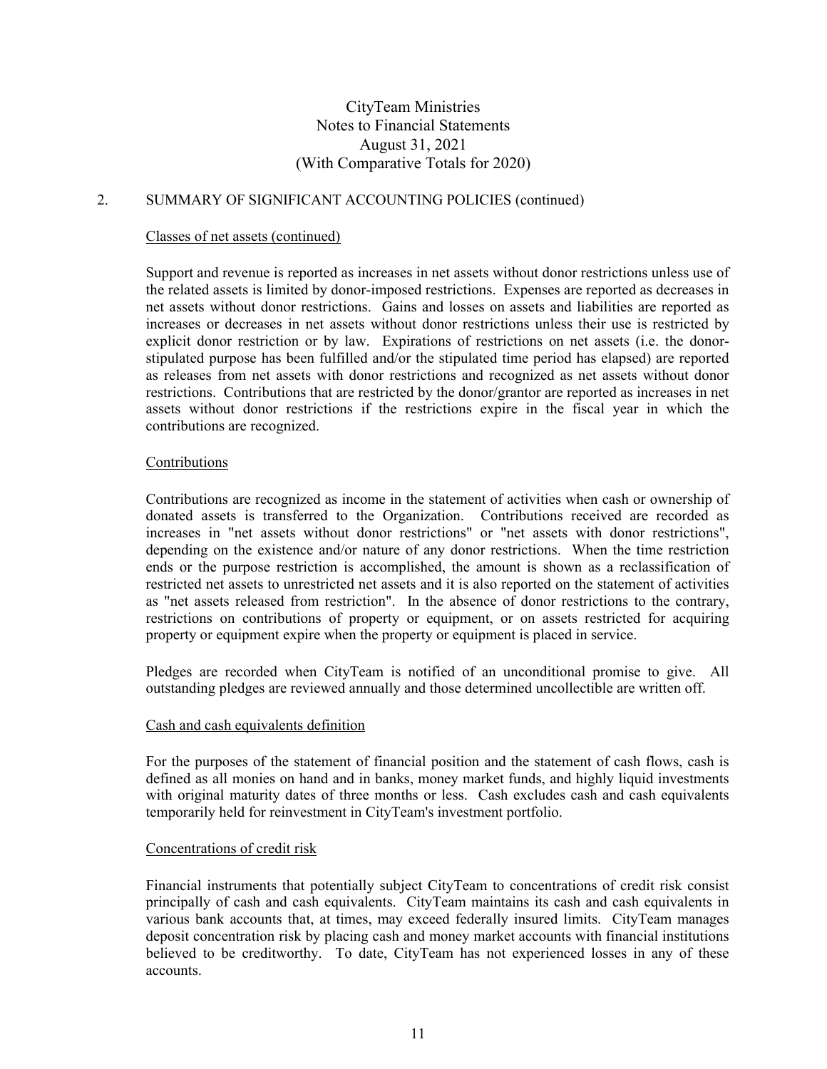## 2. SUMMARY OF SIGNIFICANT ACCOUNTING POLICIES (continued)

### Classes of net assets (continued)

Support and revenue is reported as increases in net assets without donor restrictions unless use of the related assets is limited by donor-imposed restrictions. Expenses are reported as decreases in net assets without donor restrictions. Gains and losses on assets and liabilities are reported as increases or decreases in net assets without donor restrictions unless their use is restricted by explicit donor restriction or by law. Expirations of restrictions on net assets (i.e. the donor-stipulated purpose has been fulfilled and/or the stipulated time period has elapsed) are reported as releases from net assets with donor restrictions and recognized as net assets without donor restrictions. Contributions that are restricted by the donor/grantor are reported as increases in net assets without donor restrictions if the restrictions expire in the fiscal year in which the contributions are recognized.

### Contributions

Contributions are recognized as income in the statement of activities when cash or ownership of donated assets is transferred to the Organization. Contributions received are recorded as increases in "net assets without donor restrictions" or "net assets with donor restrictions", depending on the existence and/or nature of any donor restrictions. When the time restriction ends or the purpose restriction is accomplished, the amount is shown as a reclassification of restricted net assets to unrestricted net assets and it is also reported on the statement of activities as "net assets released from restriction". In the absence of donor restrictions to the contrary, restrictions on contributions of property or equipment, or on assets restricted for acquiring property or equipment expire when the property or equipment is placed in service.

Pledges are recorded when CityTeam is notified of an unconditional promise to give. All outstanding pledges are reviewed annually and those determined uncollectible are written off.

### Cash and cash equivalents definition

For the purposes of the statement of financial position and the statement of cash flows, cash is defined as all monies on hand and in banks, money market funds, and highly liquid investments with original maturity dates of three months or less. Cash excludes cash and cash equivalents temporarily held for reinvestment in CityTeam's investment portfolio.

### Concentrations of credit risk

Financial instruments that potentially subject CityTeam to concentrations of credit risk consist principally of cash and cash equivalents. CityTeam maintains its cash and cash equivalents in various bank accounts that, at times, may exceed federally insured limits. CityTeam manages deposit concentration risk by placing cash and money market accounts with financial institutions believed to be creditworthy. To date, CityTeam has not experienced losses in any of these accounts.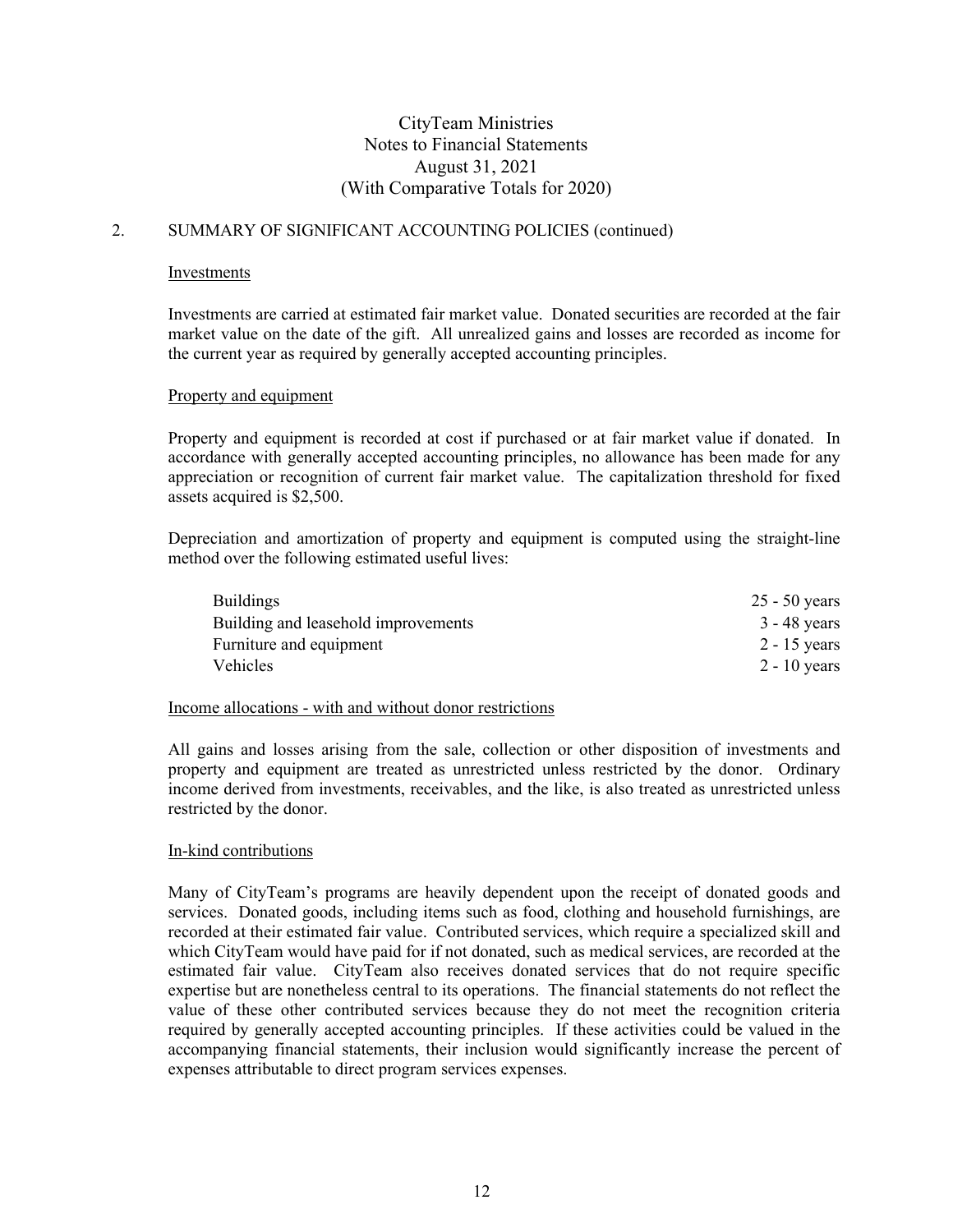CityTeam Ministries
Notes to Financial Statements
August 31, 2021
(With Comparative Totals for 2020)

## 2. SUMMARY OF SIGNIFICANT ACCOUNTING POLICIES (continued)

### Investments

Investments are carried at estimated fair market value. Donated securities are recorded at the fair market value on the date of the gift. All unrealized gains and losses are recorded as income for the current year as required by generally accepted accounting principles.

### Property and equipment

Property and equipment is recorded at cost if purchased or at fair market value if donated. In accordance with generally accepted accounting principles, no allowance has been made for any appreciation or recognition of current fair market value. The capitalization threshold for fixed assets acquired is $2,500.

Depreciation and amortization of property and equipment is computed using the straight-line method over the following estimated useful lives:

| | |
|---|---|
| Buildings | 25 - 50 years |
| Building and leasehold improvements | 3 - 48 years |
| Furniture and equipment | 2 - 15 years |
| Vehicles | 2 - 10 years |

### Income allocations - with and without donor restrictions

All gains and losses arising from the sale, collection or other disposition of investments and property and equipment are treated as unrestricted unless restricted by the donor. Ordinary income derived from investments, receivables, and the like, is also treated as unrestricted unless restricted by the donor.

### In-kind contributions

Many of CityTeam's programs are heavily dependent upon the receipt of donated goods and services. Donated goods, including items such as food, clothing and household furnishings, are recorded at their estimated fair value. Contributed services, which require a specialized skill and which CityTeam would have paid for if not donated, such as medical services, are recorded at the estimated fair value. CityTeam also receives donated services that do not require specific expertise but are nonetheless central to its operations. The financial statements do not reflect the value of these other contributed services because they do not meet the recognition criteria required by generally accepted accounting principles. If these activities could be valued in the accompanying financial statements, their inclusion would significantly increase the percent of expenses attributable to direct program services expenses.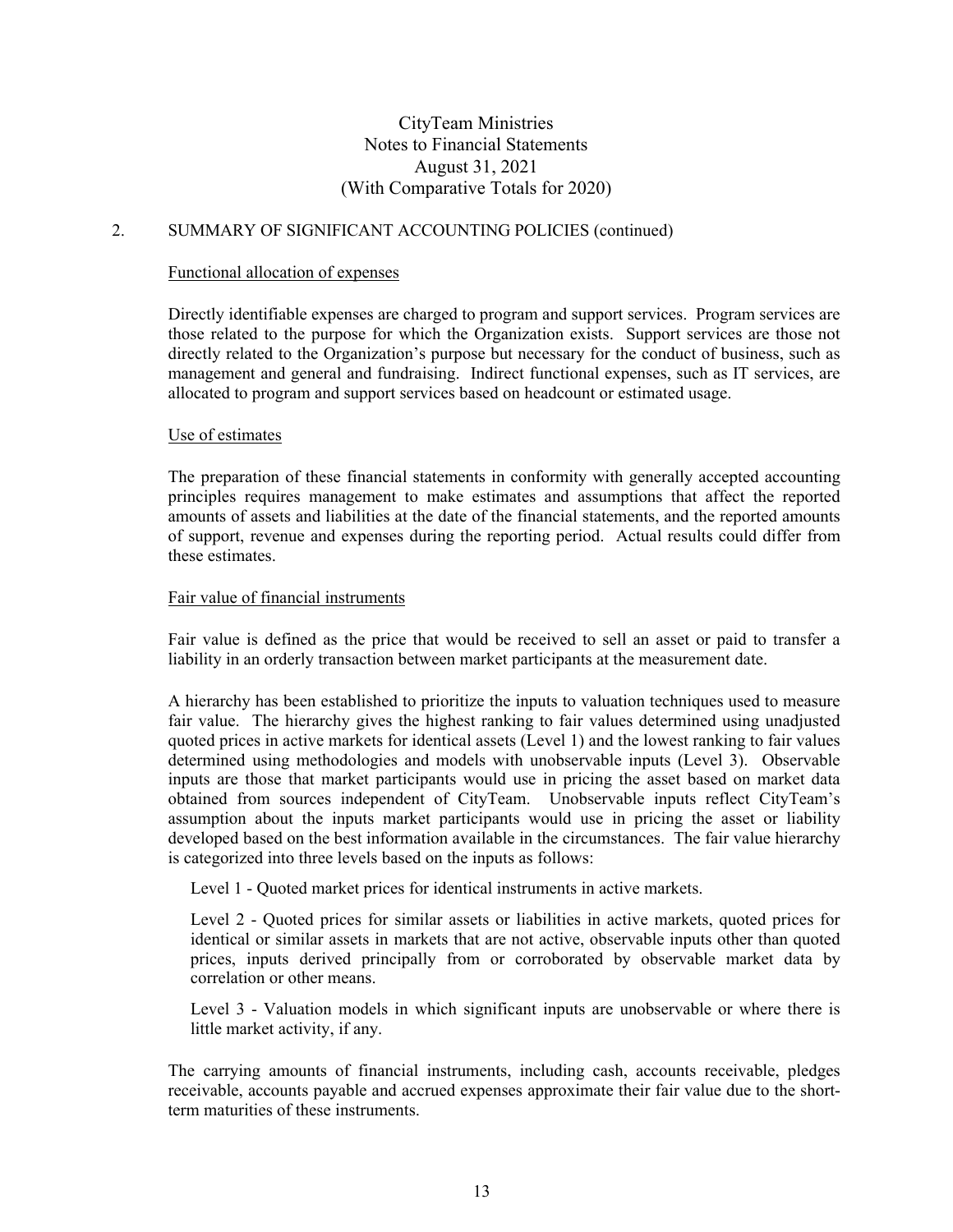## 2. SUMMARY OF SIGNIFICANT ACCOUNTING POLICIES (continued)

### Functional allocation of expenses

Directly identifiable expenses are charged to program and support services. Program services are those related to the purpose for which the Organization exists. Support services are those not directly related to the Organization's purpose but necessary for the conduct of business, such as management and general and fundraising. Indirect functional expenses, such as IT services, are allocated to program and support services based on headcount or estimated usage.

### Use of estimates

The preparation of these financial statements in conformity with generally accepted accounting principles requires management to make estimates and assumptions that affect the reported amounts of assets and liabilities at the date of the financial statements, and the reported amounts of support, revenue and expenses during the reporting period. Actual results could differ from these estimates.

### Fair value of financial instruments

Fair value is defined as the price that would be received to sell an asset or paid to transfer a liability in an orderly transaction between market participants at the measurement date.

A hierarchy has been established to prioritize the inputs to valuation techniques used to measure fair value. The hierarchy gives the highest ranking to fair values determined using unadjusted quoted prices in active markets for identical assets (Level 1) and the lowest ranking to fair values determined using methodologies and models with unobservable inputs (Level 3). Observable inputs are those that market participants would use in pricing the asset based on market data obtained from sources independent of CityTeam. Unobservable inputs reflect CityTeam's assumption about the inputs market participants would use in pricing the asset or liability developed based on the best information available in the circumstances. The fair value hierarchy is categorized into three levels based on the inputs as follows:

Level 1 - Quoted market prices for identical instruments in active markets.

Level 2 - Quoted prices for similar assets or liabilities in active markets, quoted prices for identical or similar assets in markets that are not active, observable inputs other than quoted prices, inputs derived principally from or corroborated by observable market data by correlation or other means.

Level 3 - Valuation models in which significant inputs are unobservable or where there is little market activity, if any.

The carrying amounts of financial instruments, including cash, accounts receivable, pledges receivable, accounts payable and accrued expenses approximate their fair value due to the short-term maturities of these instruments.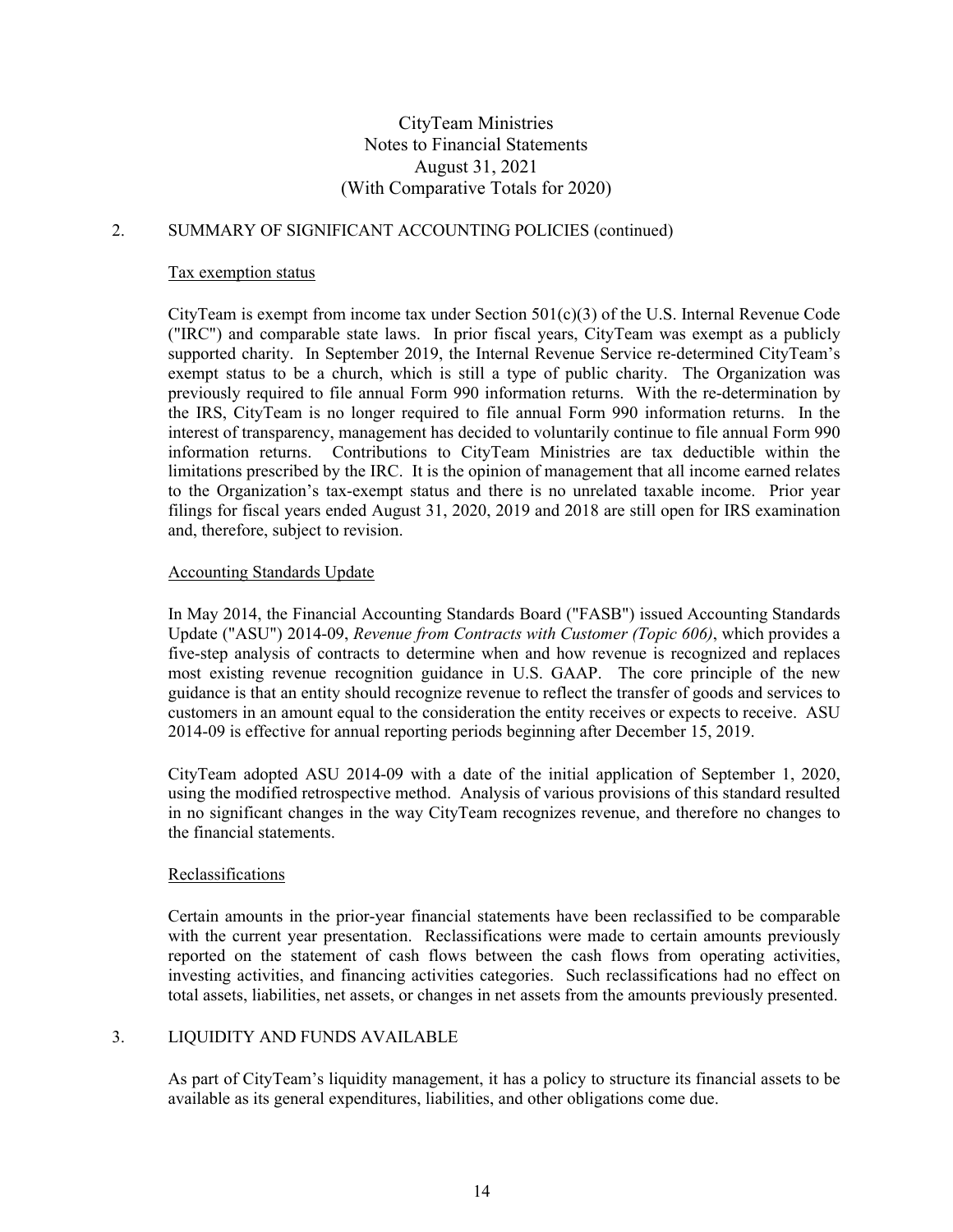## 2. SUMMARY OF SIGNIFICANT ACCOUNTING POLICIES (continued)

### Tax exemption status

CityTeam is exempt from income tax under Section 501(c)(3) of the U.S. Internal Revenue Code ("IRC") and comparable state laws. In prior fiscal years, CityTeam was exempt as a publicly supported charity. In September 2019, the Internal Revenue Service re-determined CityTeam's exempt status to be a church, which is still a type of public charity. The Organization was previously required to file annual Form 990 information returns. With the re-determination by the IRS, CityTeam is no longer required to file annual Form 990 information returns. In the interest of transparency, management has decided to voluntarily continue to file annual Form 990 information returns. Contributions to CityTeam Ministries are tax deductible within the limitations prescribed by the IRC. It is the opinion of management that all income earned relates to the Organization's tax-exempt status and there is no unrelated taxable income. Prior year filings for fiscal years ended August 31, 2020, 2019 and 2018 are still open for IRS examination and, therefore, subject to revision.

### Accounting Standards Update

In May 2014, the Financial Accounting Standards Board ("FASB") issued Accounting Standards Update ("ASU") 2014-09, *Revenue from Contracts with Customer (Topic 606)*, which provides a five-step analysis of contracts to determine when and how revenue is recognized and replaces most existing revenue recognition guidance in U.S. GAAP. The core principle of the new guidance is that an entity should recognize revenue to reflect the transfer of goods and services to customers in an amount equal to the consideration the entity receives or expects to receive. ASU 2014-09 is effective for annual reporting periods beginning after December 15, 2019.

CityTeam adopted ASU 2014-09 with a date of the initial application of September 1, 2020, using the modified retrospective method. Analysis of various provisions of this standard resulted in no significant changes in the way CityTeam recognizes revenue, and therefore no changes to the financial statements.

### Reclassifications

Certain amounts in the prior-year financial statements have been reclassified to be comparable with the current year presentation. Reclassifications were made to certain amounts previously reported on the statement of cash flows between the cash flows from operating activities, investing activities, and financing activities categories. Such reclassifications had no effect on total assets, liabilities, net assets, or changes in net assets from the amounts previously presented.

## 3. LIQUIDITY AND FUNDS AVAILABLE

As part of CityTeam's liquidity management, it has a policy to structure its financial assets to be available as its general expenditures, liabilities, and other obligations come due.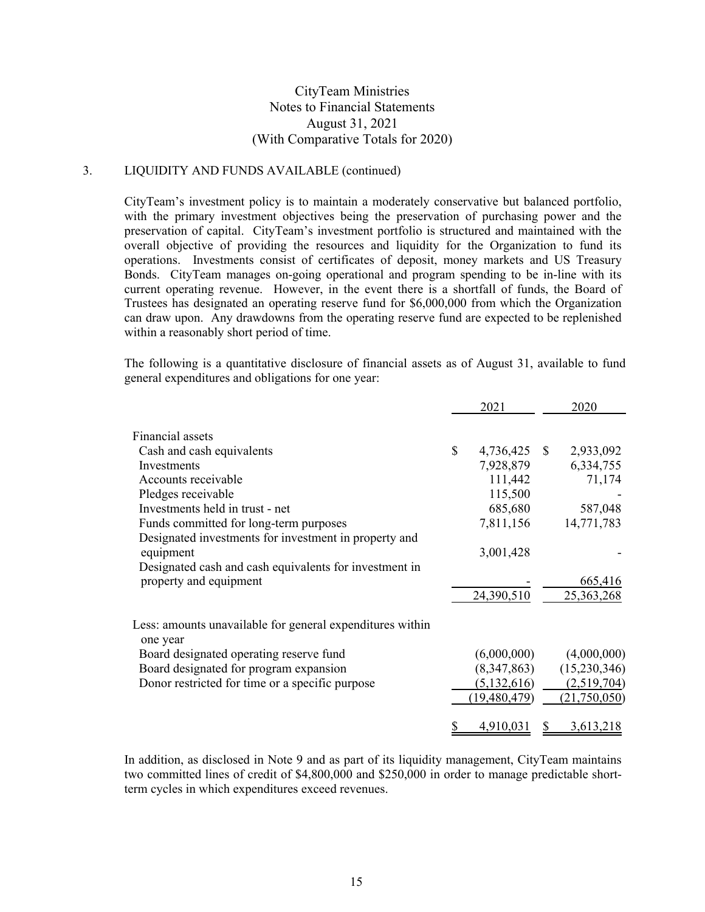CityTeam Ministries
Notes to Financial Statements
August 31, 2021
(With Comparative Totals for 2020)

3. LIQUIDITY AND FUNDS AVAILABLE (continued)

CityTeam's investment policy is to maintain a moderately conservative but balanced portfolio, with the primary investment objectives being the preservation of purchasing power and the preservation of capital. CityTeam's investment portfolio is structured and maintained with the overall objective of providing the resources and liquidity for the Organization to fund its operations. Investments consist of certificates of deposit, money markets and US Treasury Bonds. CityTeam manages on-going operational and program spending to be in-line with its current operating revenue. However, in the event there is a shortfall of funds, the Board of Trustees has designated an operating reserve fund for $6,000,000 from which the Organization can draw upon. Any drawdowns from the operating reserve fund are expected to be replenished within a reasonably short period of time.

The following is a quantitative disclosure of financial assets as of August 31, available to fund general expenditures and obligations for one year:

| | 2021 | 2020 |
|---|---|---|
| Financial assets | | |
| Cash and cash equivalents | $ 4,736,425 | $ 2,933,092 |
| Investments | 7,928,879 | 6,334,755 |
| Accounts receivable | 111,442 | 71,174 |
| Pledges receivable | 115,500 | - |
| Investments held in trust - net | 685,680 | 587,048 |
| Funds committed for long-term purposes | 7,811,156 | 14,771,783 |
| Designated investments for investment in property and equipment | 3,001,428 | - |
| Designated cash and cash equivalents for investment in property and equipment | - | 665,416 |
| | 24,390,510 | 25,363,268 |
| Less: amounts unavailable for general expenditures within one year | | |
| Board designated operating reserve fund | (6,000,000) | (4,000,000) |
| Board designated for program expansion | (8,347,863) | (15,230,346) |
| Donor restricted for time or a specific purpose | (5,132,616) | (2,519,704) |
| | (19,480,479) | (21,750,050) |
| | $ 4,910,031 | $ 3,613,218 |

In addition, as disclosed in Note 9 and as part of its liquidity management, CityTeam maintains two committed lines of credit of $4,800,000 and $250,000 in order to manage predictable short-term cycles in which expenditures exceed revenues.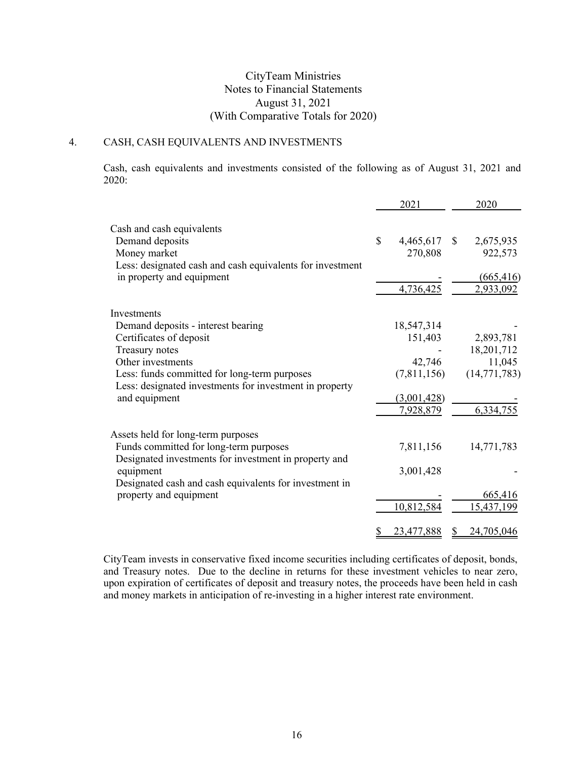# CityTeam Ministries
## Notes to Financial Statements
## August 31, 2021
## (With Comparative Totals for 2020)

## 4. CASH, CASH EQUIVALENTS AND INVESTMENTS

Cash, cash equivalents and investments consisted of the following as of August 31, 2021 and 2020:

| | 2021 | 2020 |
|---|---|---|
| **Cash and cash equivalents** | | |
| Demand deposits | $ 4,465,617 | $ 2,675,935 |
| Money market | 270,808 | 922,573 |
| Less: designated cash and cash equivalents for investment in property and equipment | - | (665,416) |
| | 4,736,425 | 2,933,092 |
| **Investments** | | |
| Demand deposits - interest bearing | 18,547,314 | - |
| Certificates of deposit | 151,403 | 2,893,781 |
| Treasury notes | - | 18,201,712 |
| Other investments | 42,746 | 11,045 |
| Less: funds committed for long-term purposes | (7,811,156) | (14,771,783) |
| Less: designated investments for investment in property and equipment | (3,001,428) | - |
| | 7,928,879 | 6,334,755 |
| **Assets held for long-term purposes** | | |
| Funds committed for long-term purposes | 7,811,156 | 14,771,783 |
| Designated investments for investment in property and equipment | 3,001,428 | - |
| Designated cash and cash equivalents for investment in property and equipment | - | 665,416 |
| | 10,812,584 | 15,437,199 |
| | $ 23,477,888 | $ 24,705,046 |

CityTeam invests in conservative fixed income securities including certificates of deposit, bonds, and Treasury notes. Due to the decline in returns for these investment vehicles to near zero, upon expiration of certificates of deposit and treasury notes, the proceeds have been held in cash and money markets in anticipation of re-investing in a higher interest rate environment.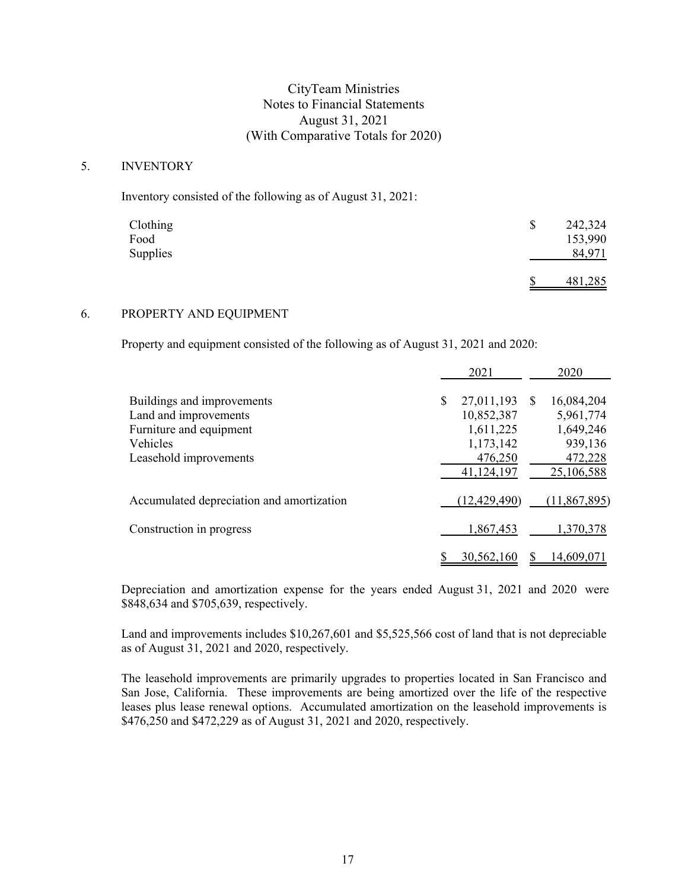CityTeam Ministries
Notes to Financial Statements
August 31, 2021
(With Comparative Totals for 2020)

## 5. INVENTORY

Inventory consisted of the following as of August 31, 2021:

| | |
|---|---|
| Clothing | $ 242,324 |
| Food | 153,990 |
| Supplies | 84,971 |
| | $ 481,285 |

## 6. PROPERTY AND EQUIPMENT

Property and equipment consisted of the following as of August 31, 2021 and 2020:

| | 2021 | 2020 |
|---|---|---|
| Buildings and improvements | $ 27,011,193 | $ 16,084,204 |
| Land and improvements | 10,852,387 | 5,961,774 |
| Furniture and equipment | 1,611,225 | 1,649,246 |
| Vehicles | 1,173,142 | 939,136 |
| Leasehold improvements | 476,250 | 472,228 |
| | 41,124,197 | 25,106,588 |
| Accumulated depreciation and amortization | (12,429,490) | (11,867,895) |
| Construction in progress | 1,867,453 | 1,370,378 |
| | $ 30,562,160 | $ 14,609,071 |

Depreciation and amortization expense for the years ended August 31, 2021 and 2020 were $848,634 and $705,639, respectively.

Land and improvements includes $10,267,601 and $5,525,566 cost of land that is not depreciable as of August 31, 2021 and 2020, respectively.

The leasehold improvements are primarily upgrades to properties located in San Francisco and San Jose, California. These improvements are being amortized over the life of the respective leases plus lease renewal options. Accumulated amortization on the leasehold improvements is $476,250 and $472,229 as of August 31, 2021 and 2020, respectively.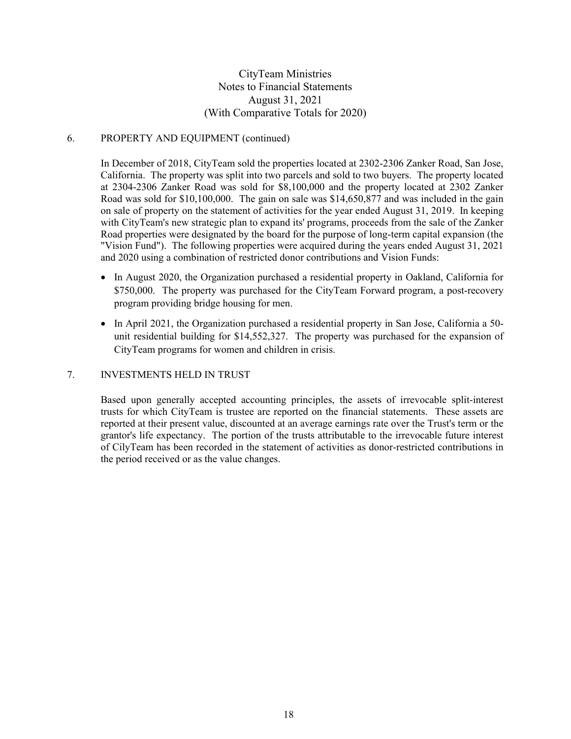CityTeam Ministries
Notes to Financial Statements
August 31, 2021
(With Comparative Totals for 2020)

## 6. PROPERTY AND EQUIPMENT (continued)

In December of 2018, CityTeam sold the properties located at 2302-2306 Zanker Road, San Jose, California. The property was split into two parcels and sold to two buyers. The property located at 2304-2306 Zanker Road was sold for $8,100,000 and the property located at 2302 Zanker Road was sold for $10,100,000. The gain on sale was $14,650,877 and was included in the gain on sale of property on the statement of activities for the year ended August 31, 2019. In keeping with CityTeam's new strategic plan to expand its' programs, proceeds from the sale of the Zanker Road properties were designated by the board for the purpose of long-term capital expansion (the "Vision Fund"). The following properties were acquired during the years ended August 31, 2021 and 2020 using a combination of restricted donor contributions and Vision Funds:

- In August 2020, the Organization purchased a residential property in Oakland, California for $750,000. The property was purchased for the CityTeam Forward program, a post-recovery program providing bridge housing for men.
- In April 2021, the Organization purchased a residential property in San Jose, California a 50-unit residential building for $14,552,327. The property was purchased for the expansion of CityTeam programs for women and children in crisis.

## 7. INVESTMENTS HELD IN TRUST

Based upon generally accepted accounting principles, the assets of irrevocable split-interest trusts for which CityTeam is trustee are reported on the financial statements. These assets are reported at their present value, discounted at an average earnings rate over the Trust's term or the grantor's life expectancy. The portion of the trusts attributable to the irrevocable future interest of CilyTeam has been recorded in the statement of activities as donor-restricted contributions in the period received or as the value changes.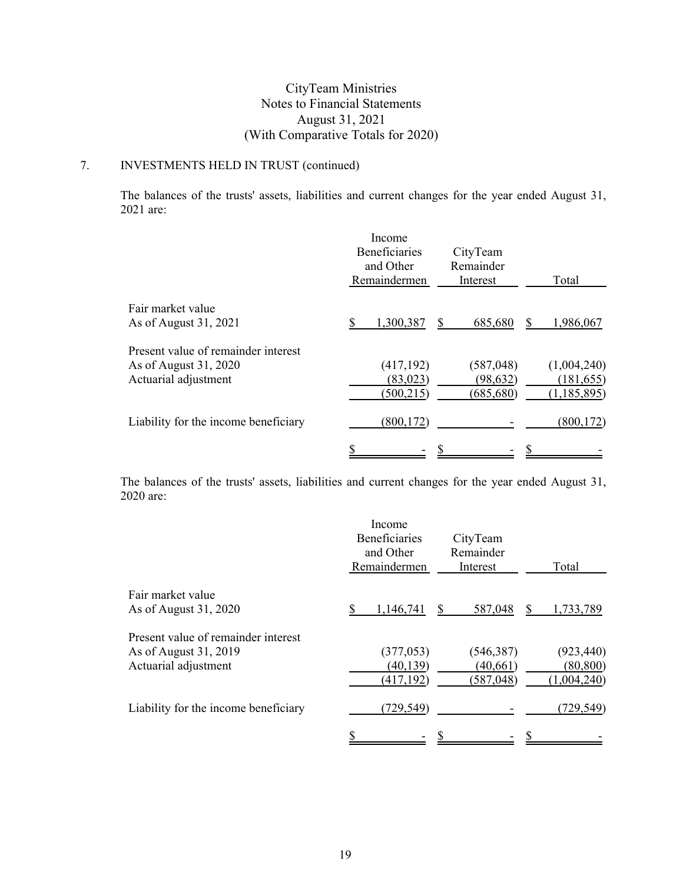## 7. INVESTMENTS HELD IN TRUST (continued)

The balances of the trusts' assets, liabilities and current changes for the year ended August 31, 2021 are:

| | Income Beneficiaries and Other Remaindermen | CityTeam Remainder Interest | Total |
|---|---|---|---|
| Fair market value | | | |
| As of August 31, 2021 | $ 1,300,387 | $ 685,680 | $ 1,986,067 |
| Present value of remainder interest | | | |
| As of August 31, 2020 | (417,192) | (587,048) | (1,004,240) |
| Actuarial adjustment | (83,023) | (98,632) | (181,655) |
| | (500,215) | (685,680) | (1,185,895) |
| Liability for the income beneficiary | (800,172) | - | (800,172) |
| | $ - | $ - | $ - |

The balances of the trusts' assets, liabilities and current changes for the year ended August 31, 2020 are:

| | Income Beneficiaries and Other Remaindermen | CityTeam Remainder Interest | Total |
|---|---|---|---|
| Fair market value | | | |
| As of August 31, 2020 | $ 1,146,741 | $ 587,048 | $ 1,733,789 |
| Present value of remainder interest | | | |
| As of August 31, 2019 | (377,053) | (546,387) | (923,440) |
| Actuarial adjustment | (40,139) | (40,661) | (80,800) |
| | (417,192) | (587,048) | (1,004,240) |
| Liability for the income beneficiary | (729,549) | - | (729,549) |
| | $ - | $ - | $ - |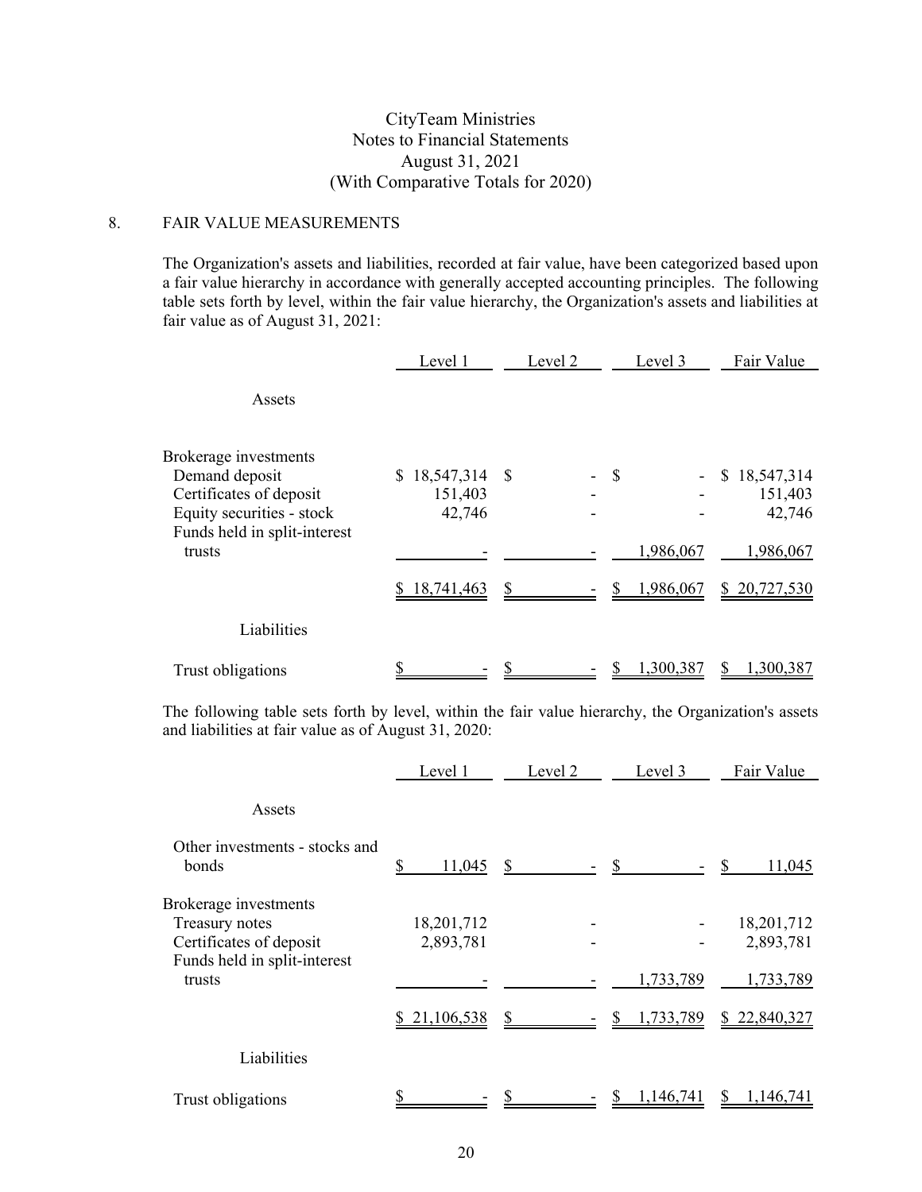CityTeam Ministries
Notes to Financial Statements
August 31, 2021
(With Comparative Totals for 2020)

## 8. FAIR VALUE MEASUREMENTS

The Organization's assets and liabilities, recorded at fair value, have been categorized based upon a fair value hierarchy in accordance with generally accepted accounting principles. The following table sets forth by level, within the fair value hierarchy, the Organization's assets and liabilities at fair value as of August 31, 2021:

| | Level 1 | Level 2 | Level 3 | Fair Value |
|---|---|---|---|---|
| **Assets** | | | | |
| Brokerage investments | | | | |
| Demand deposit | $ 18,547,314 | $ - | $ - | $ 18,547,314 |
| Certificates of deposit | 151,403 | - | - | 151,403 |
| Equity securities - stock | 42,746 | - | - | 42,746 |
| Funds held in split-interest trusts | - | - | 1,986,067 | 1,986,067 |
| | $ 18,741,463 | $ - | $ 1,986,067 | $ 20,727,530 |
| **Liabilities** | | | | |
| Trust obligations | $ - | $ - | $ 1,300,387 | $ 1,300,387 |

The following table sets forth by level, within the fair value hierarchy, the Organization's assets and liabilities at fair value as of August 31, 2020:

| | Level 1 | Level 2 | Level 3 | Fair Value |
|---|---|---|---|---|
| **Assets** | | | | |
| Other investments - stocks and bonds | $ 11,045 | $ - | $ - | $ 11,045 |
| Brokerage investments | | | | |
| Treasury notes | 18,201,712 | - | - | 18,201,712 |
| Certificates of deposit | 2,893,781 | - | - | 2,893,781 |
| Funds held in split-interest trusts | - | - | 1,733,789 | 1,733,789 |
| | $ 21,106,538 | $ - | $ 1,733,789 | $ 22,840,327 |
| **Liabilities** | | | | |
| Trust obligations | $ - | $ - | $ 1,146,741 | $ 1,146,741 |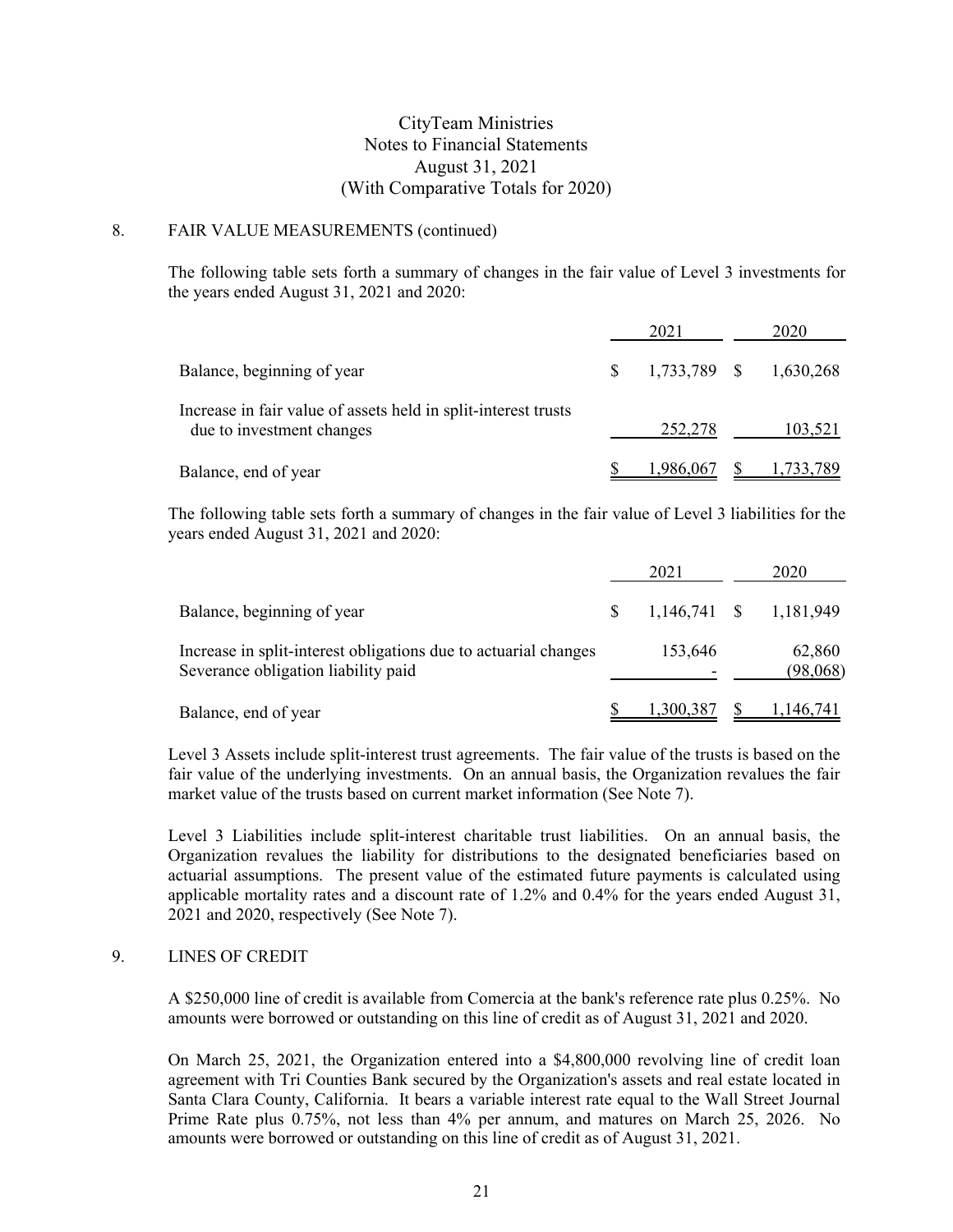CityTeam Ministries
Notes to Financial Statements
August 31, 2021
(With Comparative Totals for 2020)

## 8. FAIR VALUE MEASUREMENTS (continued)

The following table sets forth a summary of changes in the fair value of Level 3 investments for the years ended August 31, 2021 and 2020:

| | 2021 | 2020 |
|---|---|---|
| Balance, beginning of year | $ 1,733,789 | $ 1,630,268 |
| Increase in fair value of assets held in split-interest trusts due to investment changes | 252,278 | 103,521 |
| Balance, end of year | $ 1,986,067 | $ 1,733,789 |

The following table sets forth a summary of changes in the fair value of Level 3 liabilities for the years ended August 31, 2021 and 2020:

| | 2021 | 2020 |
|---|---|---|
| Balance, beginning of year | $ 1,146,741 | $ 1,181,949 |
| Increase in split-interest obligations due to actuarial changes | 153,646 | 62,860 |
| Severance obligation liability paid | - | (98,068) |
| Balance, end of year | $ 1,300,387 | $ 1,146,741 |

Level 3 Assets include split-interest trust agreements. The fair value of the trusts is based on the fair value of the underlying investments. On an annual basis, the Organization revalues the fair market value of the trusts based on current market information (See Note 7).

Level 3 Liabilities include split-interest charitable trust liabilities. On an annual basis, the Organization revalues the liability for distributions to the designated beneficiaries based on actuarial assumptions. The present value of the estimated future payments is calculated using applicable mortality rates and a discount rate of 1.2% and 0.4% for the years ended August 31, 2021 and 2020, respectively (See Note 7).

## 9. LINES OF CREDIT

A $250,000 line of credit is available from Comercia at the bank's reference rate plus 0.25%. No amounts were borrowed or outstanding on this line of credit as of August 31, 2021 and 2020.

On March 25, 2021, the Organization entered into a $4,800,000 revolving line of credit loan agreement with Tri Counties Bank secured by the Organization's assets and real estate located in Santa Clara County, California. It bears a variable interest rate equal to the Wall Street Journal Prime Rate plus 0.75%, not less than 4% per annum, and matures on March 25, 2026. No amounts were borrowed or outstanding on this line of credit as of August 31, 2021.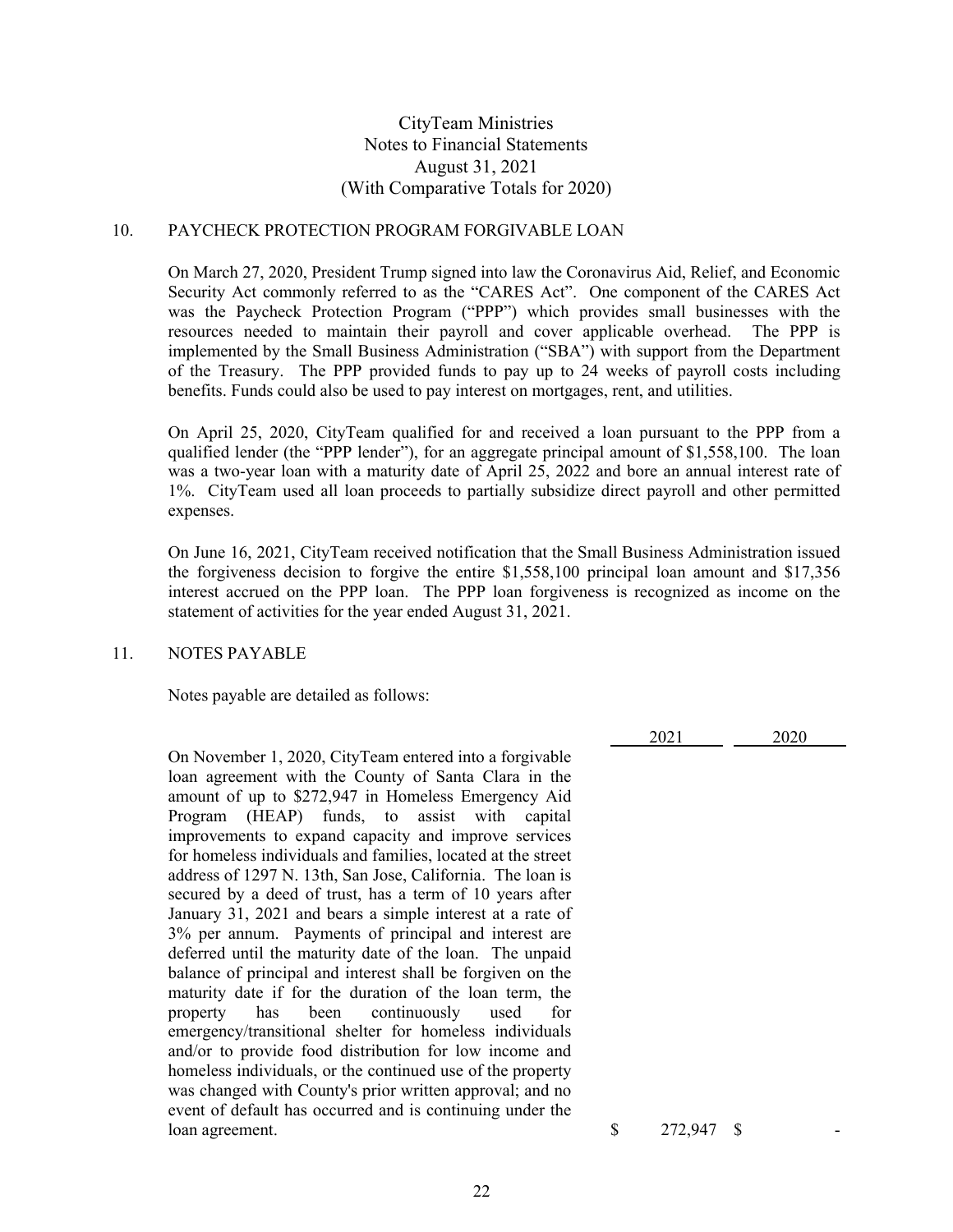CityTeam Ministries
Notes to Financial Statements
August 31, 2021
(With Comparative Totals for 2020)

## 10. PAYCHECK PROTECTION PROGRAM FORGIVABLE LOAN

On March 27, 2020, President Trump signed into law the Coronavirus Aid, Relief, and Economic Security Act commonly referred to as the "CARES Act". One component of the CARES Act was the Paycheck Protection Program ("PPP") which provides small businesses with the resources needed to maintain their payroll and cover applicable overhead. The PPP is implemented by the Small Business Administration ("SBA") with support from the Department of the Treasury. The PPP provided funds to pay up to 24 weeks of payroll costs including benefits. Funds could also be used to pay interest on mortgages, rent, and utilities.

On April 25, 2020, CityTeam qualified for and received a loan pursuant to the PPP from a qualified lender (the "PPP lender"), for an aggregate principal amount of $1,558,100. The loan was a two-year loan with a maturity date of April 25, 2022 and bore an annual interest rate of 1%. CityTeam used all loan proceeds to partially subsidize direct payroll and other permitted expenses.

On June 16, 2021, CityTeam received notification that the Small Business Administration issued the forgiveness decision to forgive the entire $1,558,100 principal loan amount and $17,356 interest accrued on the PPP loan. The PPP loan forgiveness is recognized as income on the statement of activities for the year ended August 31, 2021.

## 11. NOTES PAYABLE

Notes payable are detailed as follows:

| | 2021 | 2020 |
|---|---|---|
| On November 1, 2020, CityTeam entered into a forgivable loan agreement with the County of Santa Clara in the amount of up to $272,947 in Homeless Emergency Aid Program (HEAP) funds, to assist with capital improvements to expand capacity and improve services for homeless individuals and families, located at the street address of 1297 N. 13th, San Jose, California. The loan is secured by a deed of trust, has a term of 10 years after January 31, 2021 and bears a simple interest at a rate of 3% per annum. Payments of principal and interest are deferred until the maturity date of the loan. The unpaid balance of principal and interest shall be forgiven on the maturity date if for the duration of the loan term, the property has been continuously used for emergency/transitional shelter for homeless individuals and/or to provide food distribution for low income and homeless individuals, or the continued use of the property was changed with County's prior written approval; and no event of default has occurred and is continuing under the loan agreement. | $ 272,947 | $ - |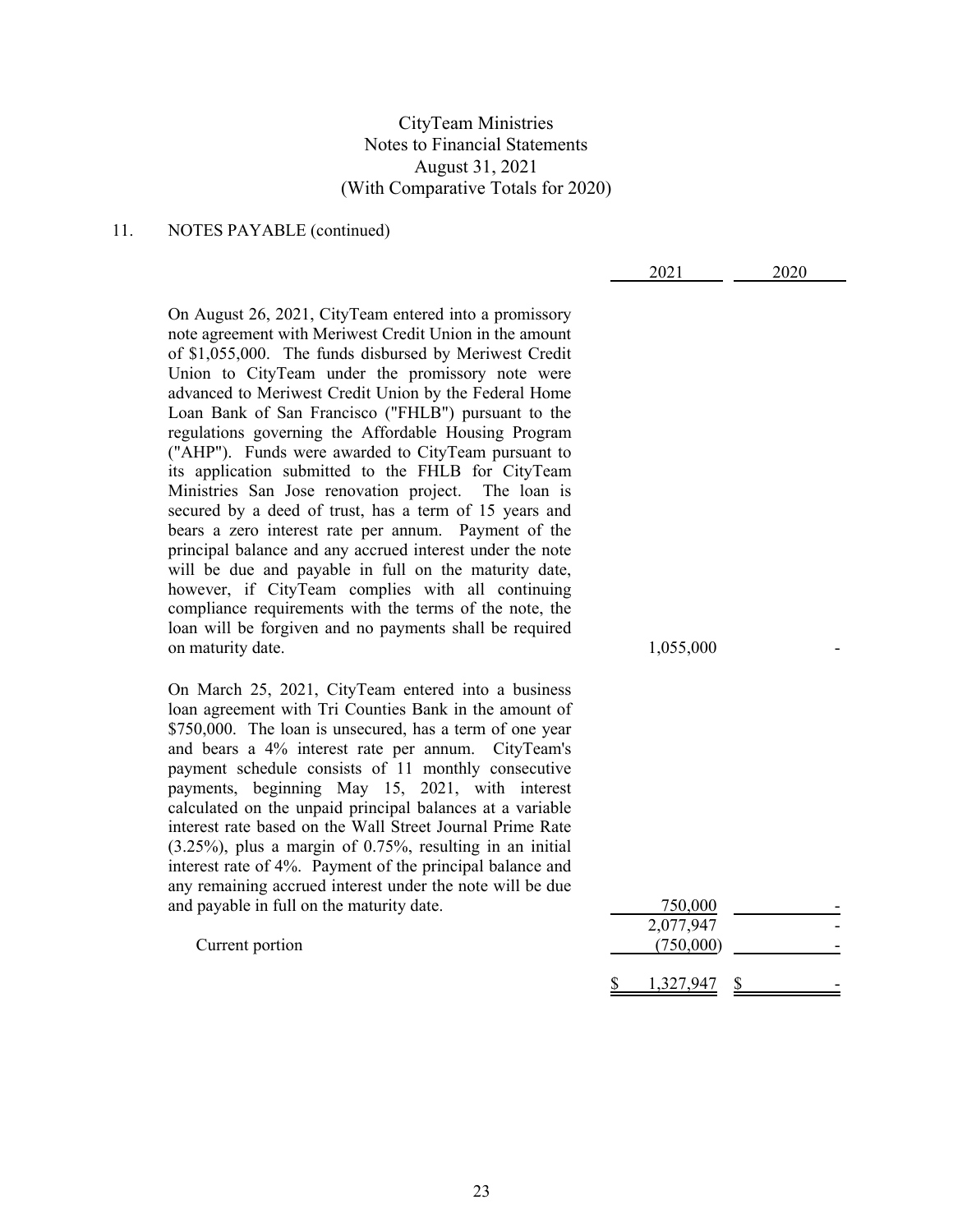CityTeam Ministries
Notes to Financial Statements
August 31, 2021
(With Comparative Totals for 2020)

## 11. NOTES PAYABLE (continued)

| | 2021 | 2020 |
|---|---|---|
| On August 26, 2021, CityTeam entered into a promissory note agreement with Meriwest Credit Union in the amount of $1,055,000. The funds disbursed by Meriwest Credit Union to CityTeam under the promissory note were advanced to Meriwest Credit Union by the Federal Home Loan Bank of San Francisco ("FHLB") pursuant to the regulations governing the Affordable Housing Program ("AHP"). Funds were awarded to CityTeam pursuant to its application submitted to the FHLB for CityTeam Ministries San Jose renovation project. The loan is secured by a deed of trust, has a term of 15 years and bears a zero interest rate per annum. Payment of the principal balance and any accrued interest under the note will be due and payable in full on the maturity date, however, if CityTeam complies with all continuing compliance requirements with the terms of the note, the loan will be forgiven and no payments shall be required on maturity date. | 1,055,000 | - |
| On March 25, 2021, CityTeam entered into a business loan agreement with Tri Counties Bank in the amount of $750,000. The loan is unsecured, has a term of one year and bears a 4% interest rate per annum. CityTeam's payment schedule consists of 11 monthly consecutive payments, beginning May 15, 2021, with interest calculated on the unpaid principal balances at a variable interest rate based on the Wall Street Journal Prime Rate (3.25%), plus a margin of 0.75%, resulting in an initial interest rate of 4%. Payment of the principal balance and any remaining accrued interest under the note will be due and payable in full on the maturity date. | 750,000 | - |
| | 2,077,947 | - |
| Current portion | (750,000) | - |
| | $ 1,327,947 | $ - |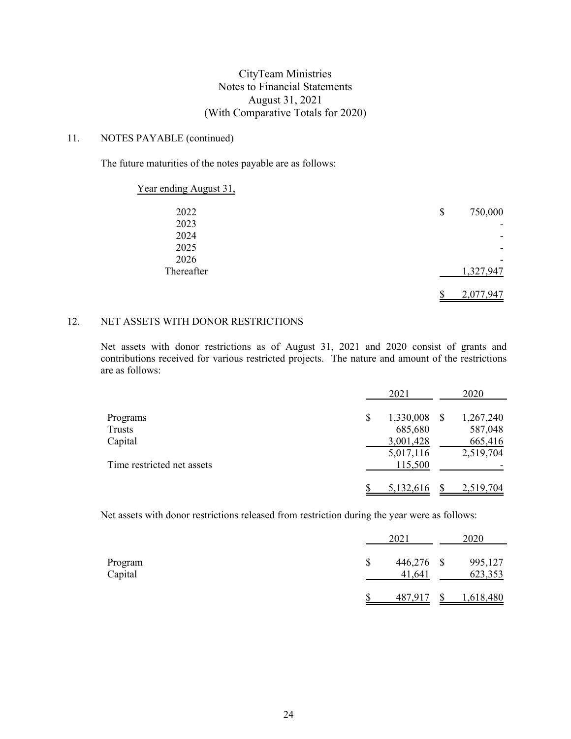CityTeam Ministries
Notes to Financial Statements
August 31, 2021
(With Comparative Totals for 2020)

## 11. NOTES PAYABLE (continued)

The future maturities of the notes payable are as follows:

| Year ending August 31, | |
|---|---|
| 2022 | $ 750,000 |
| 2023 | - |
| 2024 | - |
| 2025 | - |
| 2026 | - |
| Thereafter | 1,327,947 |
| | $ 2,077,947 |

## 12. NET ASSETS WITH DONOR RESTRICTIONS

Net assets with donor restrictions as of August 31, 2021 and 2020 consist of grants and contributions received for various restricted projects. The nature and amount of the restrictions are as follows:

| | 2021 | 2020 |
|---|---|---|
| Programs | $ 1,330,008 | $ 1,267,240 |
| Trusts | 685,680 | 587,048 |
| Capital | 3,001,428 | 665,416 |
| | 5,017,116 | 2,519,704 |
| Time restricted net assets | 115,500 | - |
| | $ 5,132,616 | $ 2,519,704 |

Net assets with donor restrictions released from restriction during the year were as follows:

| | 2021 | 2020 |
|---|---|---|
| Program | $ 446,276 | $ 995,127 |
| Capital | 41,641 | 623,353 |
| | $ 487,917 | $ 1,618,480 |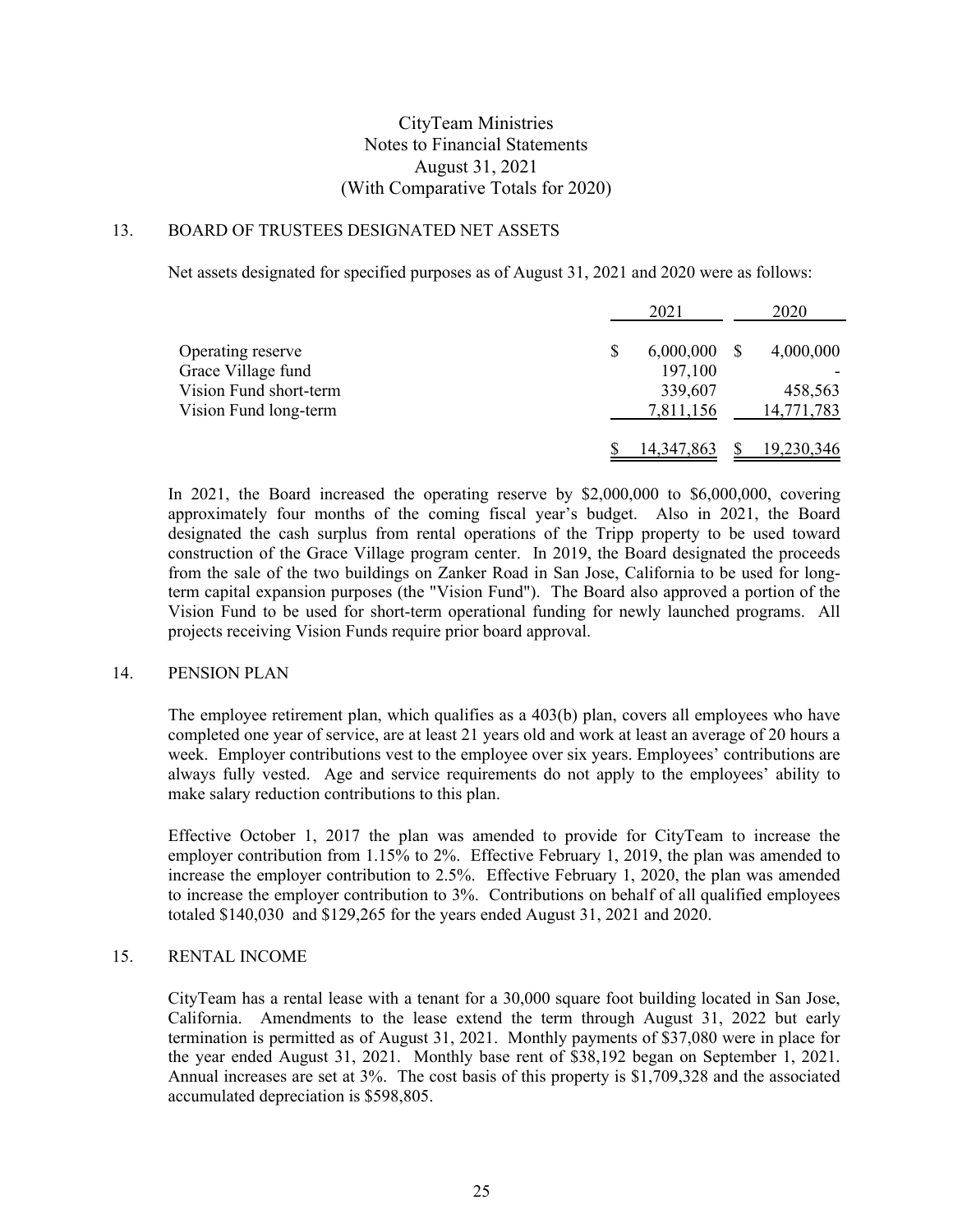CityTeam Ministries
Notes to Financial Statements
August 31, 2021
(With Comparative Totals for 2020)

## 13. BOARD OF TRUSTEES DESIGNATED NET ASSETS

Net assets designated for specified purposes as of August 31, 2021 and 2020 were as follows:

| | 2021 | 2020 |
|---|---|---|
| Operating reserve | $ 6,000,000 | $ 4,000,000 |
| Grace Village fund | 197,100 | - |
| Vision Fund short-term | 339,607 | 458,563 |
| Vision Fund long-term | 7,811,156 | 14,771,783 |
| | $ 14,347,863 | $ 19,230,346 |

In 2021, the Board increased the operating reserve by $2,000,000 to $6,000,000, covering approximately four months of the coming fiscal year's budget. Also in 2021, the Board designated the cash surplus from rental operations of the Tripp property to be used toward construction of the Grace Village program center. In 2019, the Board designated the proceeds from the sale of the two buildings on Zanker Road in San Jose, California to be used for long-term capital expansion purposes (the "Vision Fund"). The Board also approved a portion of the Vision Fund to be used for short-term operational funding for newly launched programs. All projects receiving Vision Funds require prior board approval.

## 14. PENSION PLAN

The employee retirement plan, which qualifies as a 403(b) plan, covers all employees who have completed one year of service, are at least 21 years old and work at least an average of 20 hours a week. Employer contributions vest to the employee over six years. Employees' contributions are always fully vested. Age and service requirements do not apply to the employees' ability to make salary reduction contributions to this plan.

Effective October 1, 2017 the plan was amended to provide for CityTeam to increase the employer contribution from 1.15% to 2%. Effective February 1, 2019, the plan was amended to increase the employer contribution to 2.5%. Effective February 1, 2020, the plan was amended to increase the employer contribution to 3%. Contributions on behalf of all qualified employees totaled $140,030 and $129,265 for the years ended August 31, 2021 and 2020.

## 15. RENTAL INCOME

CityTeam has a rental lease with a tenant for a 30,000 square foot building located in San Jose, California. Amendments to the lease extend the term through August 31, 2022 but early termination is permitted as of August 31, 2021. Monthly payments of $37,080 were in place for the year ended August 31, 2021. Monthly base rent of $38,192 began on September 1, 2021. Annual increases are set at 3%. The cost basis of this property is $1,709,328 and the associated accumulated depreciation is $598,805.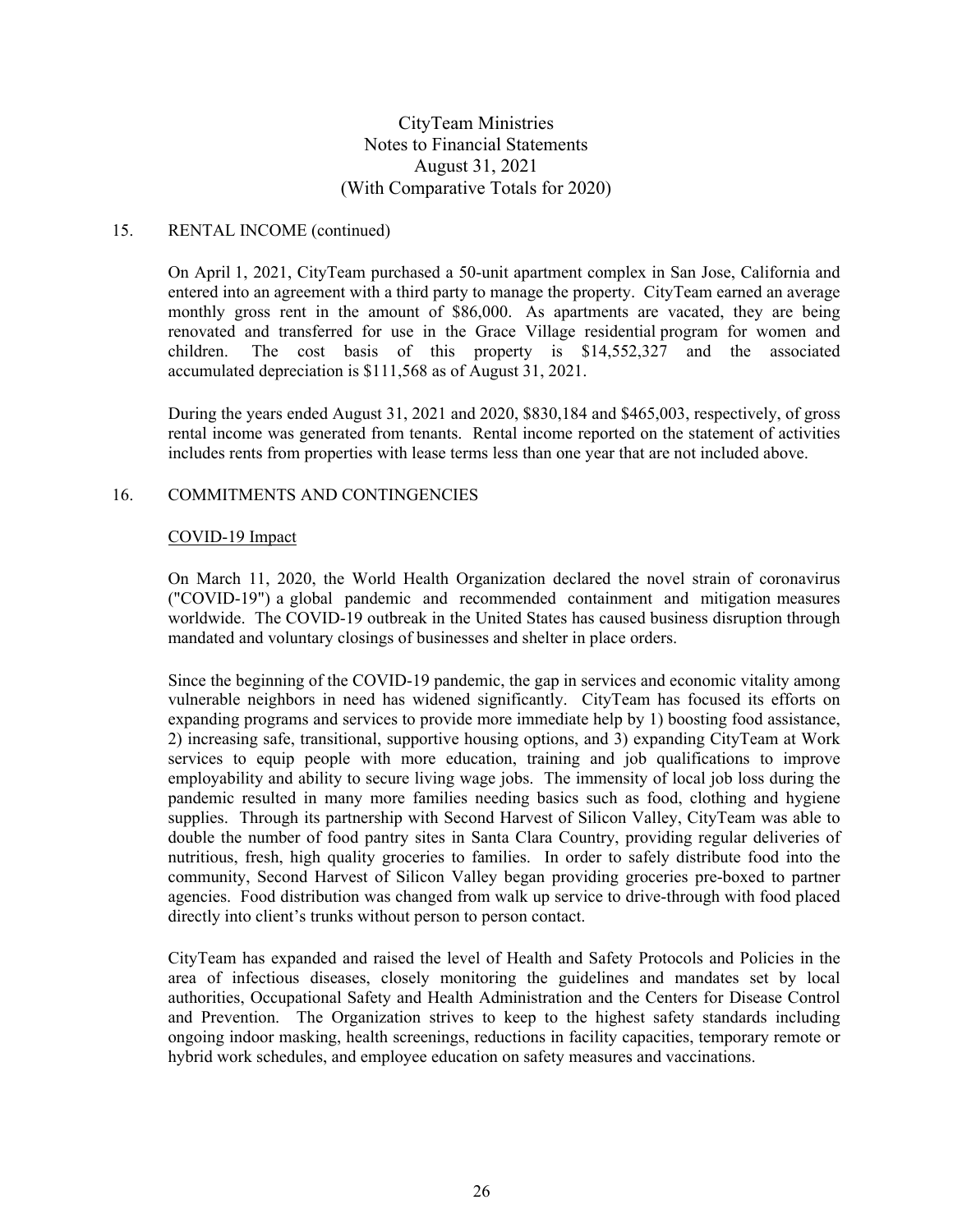## 15. RENTAL INCOME (continued)

On April 1, 2021, CityTeam purchased a 50-unit apartment complex in San Jose, California and entered into an agreement with a third party to manage the property. CityTeam earned an average monthly gross rent in the amount of \$86,000. As apartments are vacated, they are being renovated and transferred for use in the Grace Village residential program for women and children. The cost basis of this property is \$14,552,327 and the associated accumulated depreciation is \$111,568 as of August 31, 2021.

During the years ended August 31, 2021 and 2020, \$830,184 and \$465,003, respectively, of gross rental income was generated from tenants. Rental income reported on the statement of activities includes rents from properties with lease terms less than one year that are not included above.

## 16. COMMITMENTS AND CONTINGENCIES

COVID-19 Impact

On March 11, 2020, the World Health Organization declared the novel strain of coronavirus ("COVID-19") a global pandemic and recommended containment and mitigation measures worldwide. The COVID-19 outbreak in the United States has caused business disruption through mandated and voluntary closings of businesses and shelter in place orders.

Since the beginning of the COVID-19 pandemic, the gap in services and economic vitality among vulnerable neighbors in need has widened significantly. CityTeam has focused its efforts on expanding programs and services to provide more immediate help by 1) boosting food assistance, 2) increasing safe, transitional, supportive housing options, and 3) expanding CityTeam at Work services to equip people with more education, training and job qualifications to improve employability and ability to secure living wage jobs. The immensity of local job loss during the pandemic resulted in many more families needing basics such as food, clothing and hygiene supplies. Through its partnership with Second Harvest of Silicon Valley, CityTeam was able to double the number of food pantry sites in Santa Clara Country, providing regular deliveries of nutritious, fresh, high quality groceries to families. In order to safely distribute food into the community, Second Harvest of Silicon Valley began providing groceries pre-boxed to partner agencies. Food distribution was changed from walk up service to drive-through with food placed directly into client's trunks without person to person contact.

CityTeam has expanded and raised the level of Health and Safety Protocols and Policies in the area of infectious diseases, closely monitoring the guidelines and mandates set by local authorities, Occupational Safety and Health Administration and the Centers for Disease Control and Prevention. The Organization strives to keep to the highest safety standards including ongoing indoor masking, health screenings, reductions in facility capacities, temporary remote or hybrid work schedules, and employee education on safety measures and vaccinations.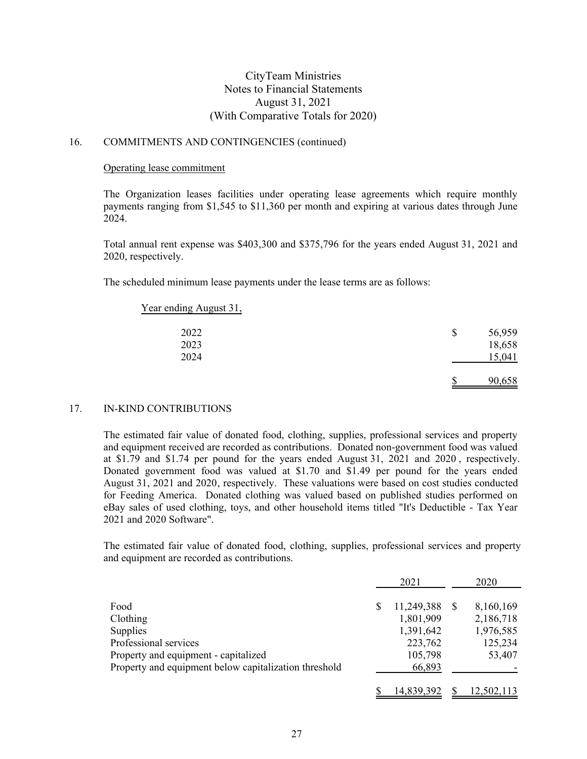CityTeam Ministries
Notes to Financial Statements
August 31, 2021
(With Comparative Totals for 2020)

## 16. COMMITMENTS AND CONTINGENCIES (continued)

Operating lease commitment

The Organization leases facilities under operating lease agreements which require monthly payments ranging from $1,545 to $11,360 per month and expiring at various dates through June 2024.

Total annual rent expense was $403,300 and $375,796 for the years ended August 31, 2021 and 2020, respectively.

The scheduled minimum lease payments under the lease terms are as follows:

| Year ending August 31, | |
|---|---|
| 2022 | $ 56,959 |
| 2023 | 18,658 |
| 2024 | 15,041 |
| | $ 90,658 |

## 17. IN-KIND CONTRIBUTIONS

The estimated fair value of donated food, clothing, supplies, professional services and property and equipment received are recorded as contributions. Donated non-government food was valued at $1.79 and $1.74 per pound for the years ended August 31, 2021 and 2020 , respectively. Donated government food was valued at $1.70 and $1.49 per pound for the years ended August 31, 2021 and 2020, respectively. These valuations were based on cost studies conducted for Feeding America. Donated clothing was valued based on published studies performed on eBay sales of used clothing, toys, and other household items titled "It's Deductible - Tax Year 2021 and 2020 Software".

The estimated fair value of donated food, clothing, supplies, professional services and property and equipment are recorded as contributions.

| | 2021 | 2020 |
|---|---|---|
| Food | $ 11,249,388 | $ 8,160,169 |
| Clothing | 1,801,909 | 2,186,718 |
| Supplies | 1,391,642 | 1,976,585 |
| Professional services | 223,762 | 125,234 |
| Property and equipment - capitalized | 105,798 | 53,407 |
| Property and equipment below capitalization threshold | 66,893 | - |
| | $ 14,839,392 | $ 12,502,113 |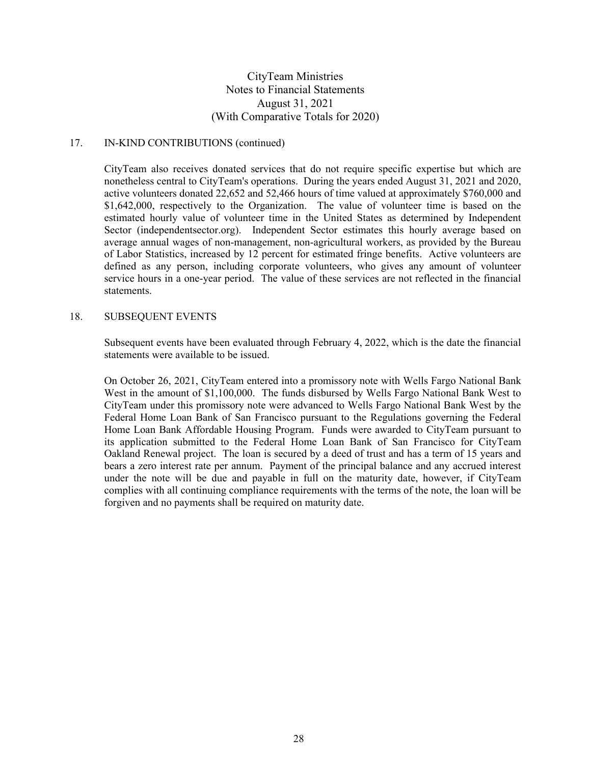## 17. IN-KIND CONTRIBUTIONS (continued)

CityTeam also receives donated services that do not require specific expertise but which are nonetheless central to CityTeam's operations. During the years ended August 31, 2021 and 2020, active volunteers donated 22,652 and 52,466 hours of time valued at approximately $760,000 and $1,642,000, respectively to the Organization. The value of volunteer time is based on the estimated hourly value of volunteer time in the United States as determined by Independent Sector (independentsector.org). Independent Sector estimates this hourly average based on average annual wages of non-management, non-agricultural workers, as provided by the Bureau of Labor Statistics, increased by 12 percent for estimated fringe benefits. Active volunteers are defined as any person, including corporate volunteers, who gives any amount of volunteer service hours in a one-year period. The value of these services are not reflected in the financial statements.

## 18. SUBSEQUENT EVENTS

Subsequent events have been evaluated through February 4, 2022, which is the date the financial statements were available to be issued.

On October 26, 2021, CityTeam entered into a promissory note with Wells Fargo National Bank West in the amount of $1,100,000. The funds disbursed by Wells Fargo National Bank West to CityTeam under this promissory note were advanced to Wells Fargo National Bank West by the Federal Home Loan Bank of San Francisco pursuant to the Regulations governing the Federal Home Loan Bank Affordable Housing Program. Funds were awarded to CityTeam pursuant to its application submitted to the Federal Home Loan Bank of San Francisco for CityTeam Oakland Renewal project. The loan is secured by a deed of trust and has a term of 15 years and bears a zero interest rate per annum. Payment of the principal balance and any accrued interest under the note will be due and payable in full on the maturity date, however, if CityTeam complies with all continuing compliance requirements with the terms of the note, the loan will be forgiven and no payments shall be required on maturity date.